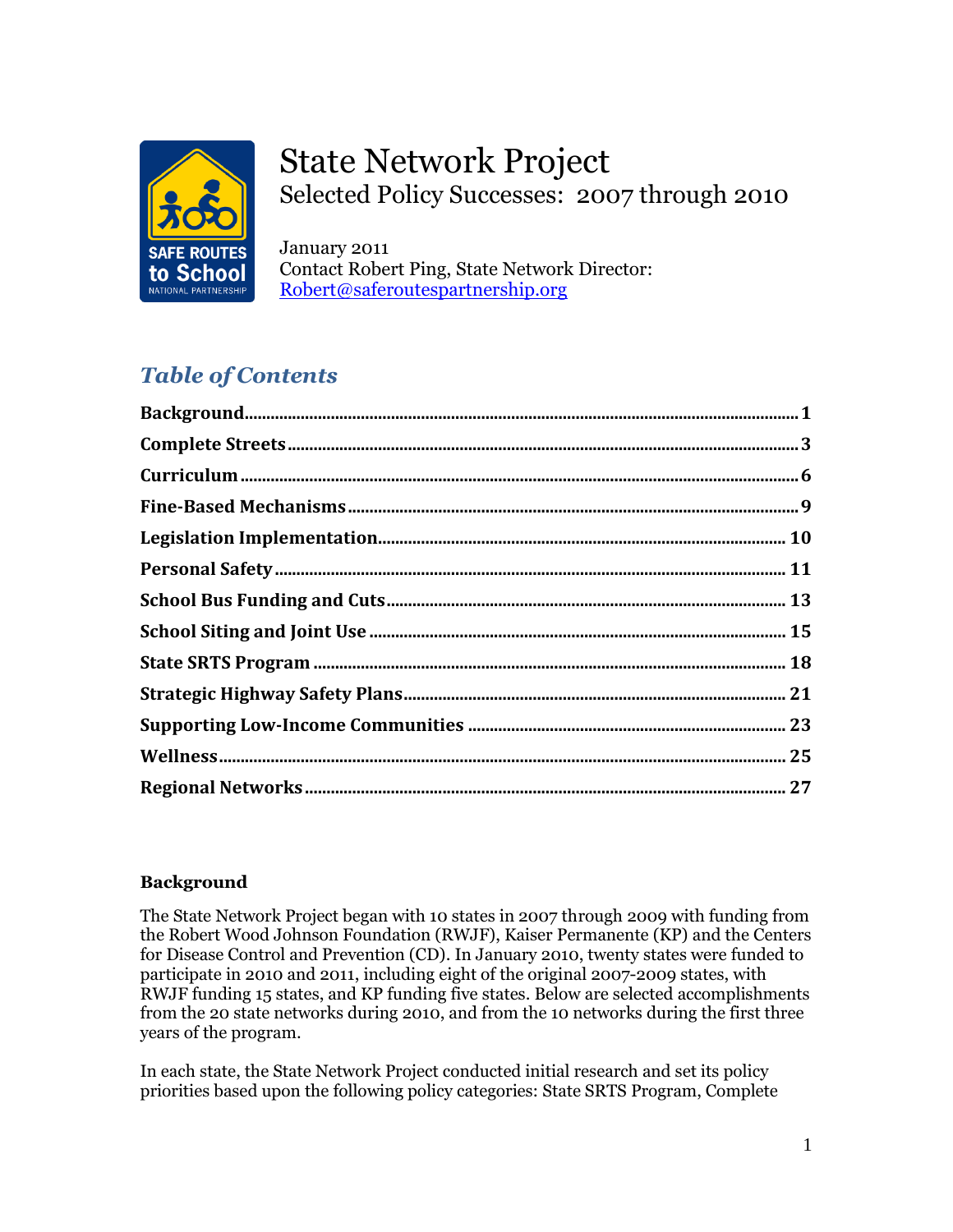# State Network Project

Selected Policy Successes: 2007 through 2010

January 2011
Contact Robert Ping, State Network Director:
Robert@saferoutespartnership.org

## *Table of Contents*

| | |
|---|---|
| **Background** | **1** |
| **Complete Streets** | **3** |
| **Curriculum** | **6** |
| **Fine-Based Mechanisms** | **9** |
| **Legislation Implementation** | **10** |
| **Personal Safety** | **11** |
| **School Bus Funding and Cuts** | **13** |
| **School Siting and Joint Use** | **15** |
| **State SRTS Program** | **18** |
| **Strategic Highway Safety Plans** | **21** |
| **Supporting Low-Income Communities** | **23** |
| **Wellness** | **25** |
| **Regional Networks** | **27** |

### Background

The State Network Project began with 10 states in 2007 through 2009 with funding from the Robert Wood Johnson Foundation (RWJF), Kaiser Permanente (KP) and the Centers for Disease Control and Prevention (CD). In January 2010, twenty states were funded to participate in 2010 and 2011, including eight of the original 2007-2009 states, with RWJF funding 15 states, and KP funding five states. Below are selected accomplishments from the 20 state networks during 2010, and from the 10 networks during the first three years of the program.

In each state, the State Network Project conducted initial research and set its policy priorities based upon the following policy categories: State SRTS Program, Complete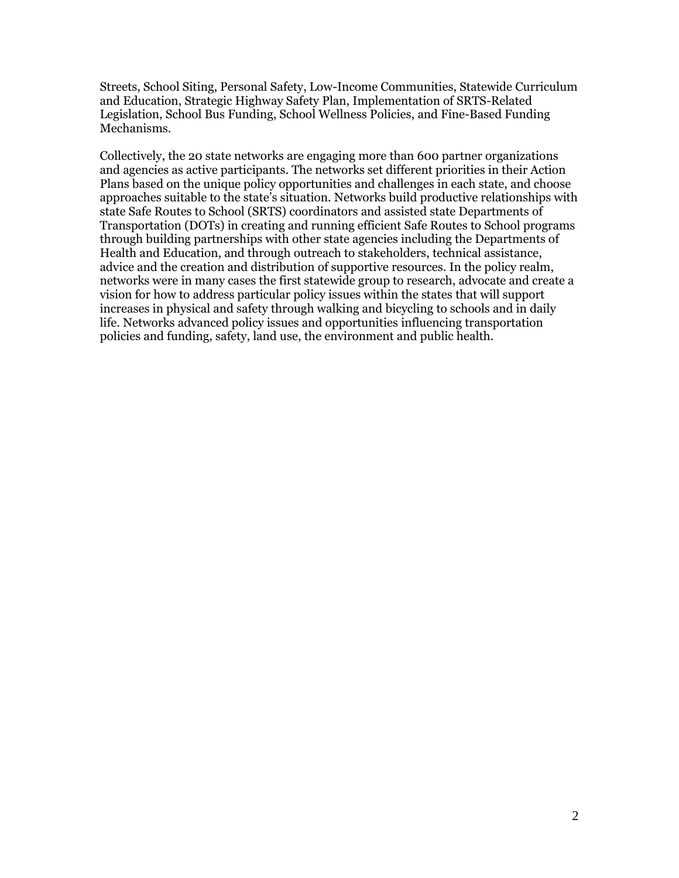Streets, School Siting, Personal Safety, Low-Income Communities, Statewide Curriculum and Education, Strategic Highway Safety Plan, Implementation of SRTS-Related Legislation, School Bus Funding, School Wellness Policies, and Fine-Based Funding Mechanisms.

Collectively, the 20 state networks are engaging more than 600 partner organizations and agencies as active participants. The networks set different priorities in their Action Plans based on the unique policy opportunities and challenges in each state, and choose approaches suitable to the state's situation. Networks build productive relationships with state Safe Routes to School (SRTS) coordinators and assisted state Departments of Transportation (DOTs) in creating and running efficient Safe Routes to School programs through building partnerships with other state agencies including the Departments of Health and Education, and through outreach to stakeholders, technical assistance, advice and the creation and distribution of supportive resources. In the policy realm, networks were in many cases the first statewide group to research, advocate and create a vision for how to address particular policy issues within the states that will support increases in physical and safety through walking and bicycling to schools and in daily life. Networks advanced policy issues and opportunities influencing transportation policies and funding, safety, land use, the environment and public health.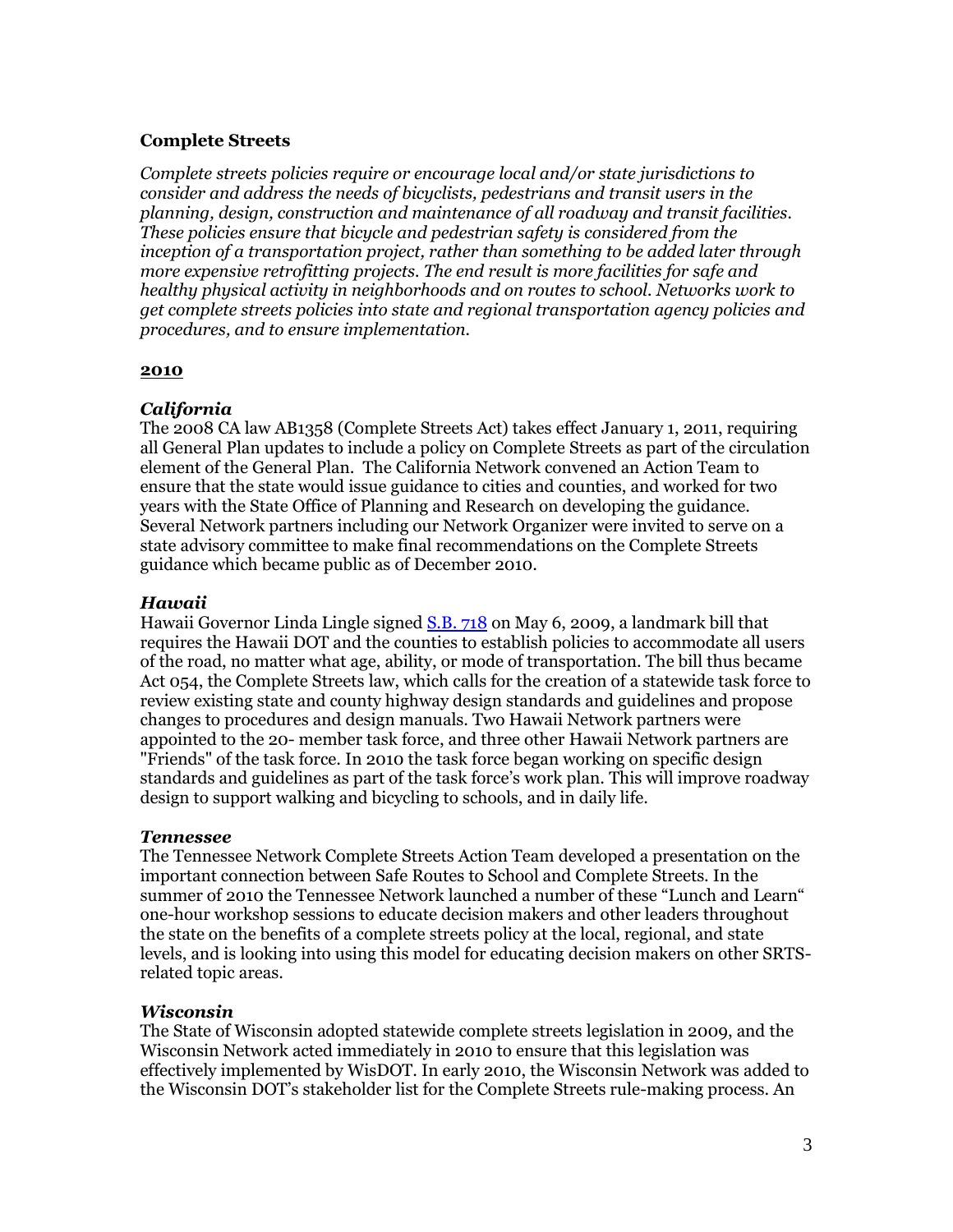**Complete Streets**

*Complete streets policies require or encourage local and/or state jurisdictions to consider and address the needs of bicyclists, pedestrians and transit users in the planning, design, construction and maintenance of all roadway and transit facilities. These policies ensure that bicycle and pedestrian safety is considered from the inception of a transportation project, rather than something to be added later through more expensive retrofitting projects. The end result is more facilities for safe and healthy physical activity in neighborhoods and on routes to school. Networks work to get complete streets policies into state and regional transportation agency policies and procedures, and to ensure implementation.*

**2010**

### *California*

The 2008 CA law AB1358 (Complete Streets Act) takes effect January 1, 2011, requiring all General Plan updates to include a policy on Complete Streets as part of the circulation element of the General Plan. The California Network convened an Action Team to ensure that the state would issue guidance to cities and counties, and worked for two years with the State Office of Planning and Research on developing the guidance. Several Network partners including our Network Organizer were invited to serve on a state advisory committee to make final recommendations on the Complete Streets guidance which became public as of December 2010.

### *Hawaii*

Hawaii Governor Linda Lingle signed S.B. 718 on May 6, 2009, a landmark bill that requires the Hawaii DOT and the counties to establish policies to accommodate all users of the road, no matter what age, ability, or mode of transportation. The bill thus became Act 054, the Complete Streets law, which calls for the creation of a statewide task force to review existing state and county highway design standards and guidelines and propose changes to procedures and design manuals. Two Hawaii Network partners were appointed to the 20- member task force, and three other Hawaii Network partners are "Friends" of the task force. In 2010 the task force began working on specific design standards and guidelines as part of the task force's work plan. This will improve roadway design to support walking and bicycling to schools, and in daily life.

### *Tennessee*

The Tennessee Network Complete Streets Action Team developed a presentation on the important connection between Safe Routes to School and Complete Streets. In the summer of 2010 the Tennessee Network launched a number of these "Lunch and Learn" one-hour workshop sessions to educate decision makers and other leaders throughout the state on the benefits of a complete streets policy at the local, regional, and state levels, and is looking into using this model for educating decision makers on other SRTS-related topic areas.

### *Wisconsin*

The State of Wisconsin adopted statewide complete streets legislation in 2009, and the Wisconsin Network acted immediately in 2010 to ensure that this legislation was effectively implemented by WisDOT. In early 2010, the Wisconsin Network was added to the Wisconsin DOT's stakeholder list for the Complete Streets rule-making process. An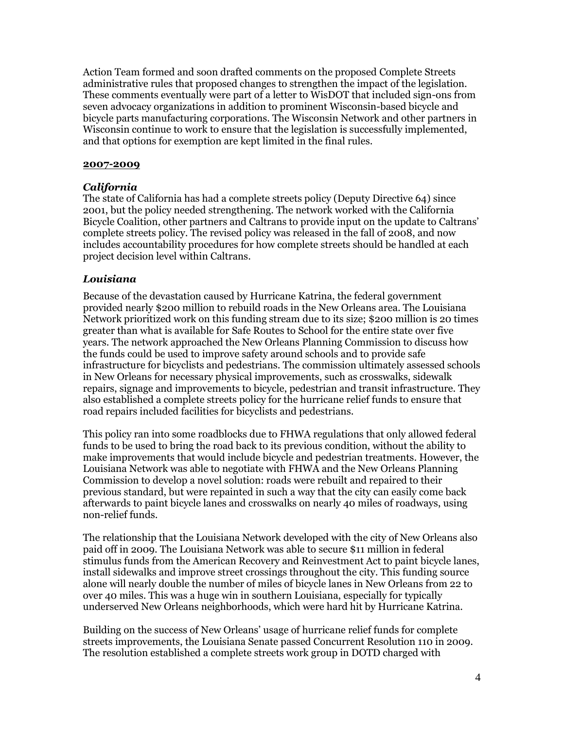Action Team formed and soon drafted comments on the proposed Complete Streets administrative rules that proposed changes to strengthen the impact of the legislation. These comments eventually were part of a letter to WisDOT that included sign-ons from seven advocacy organizations in addition to prominent Wisconsin-based bicycle and bicycle parts manufacturing corporations. The Wisconsin Network and other partners in Wisconsin continue to work to ensure that the legislation is successfully implemented, and that options for exemption are kept limited in the final rules.

**2007-2009**

### *California*

The state of California has had a complete streets policy (Deputy Directive 64) since 2001, but the policy needed strengthening. The network worked with the California Bicycle Coalition, other partners and Caltrans to provide input on the update to Caltrans' complete streets policy. The revised policy was released in the fall of 2008, and now includes accountability procedures for how complete streets should be handled at each project decision level within Caltrans.

### *Louisiana*

Because of the devastation caused by Hurricane Katrina, the federal government provided nearly $200 million to rebuild roads in the New Orleans area. The Louisiana Network prioritized work on this funding stream due to its size; $200 million is 20 times greater than what is available for Safe Routes to School for the entire state over five years. The network approached the New Orleans Planning Commission to discuss how the funds could be used to improve safety around schools and to provide safe infrastructure for bicyclists and pedestrians. The commission ultimately assessed schools in New Orleans for necessary physical improvements, such as crosswalks, sidewalk repairs, signage and improvements to bicycle, pedestrian and transit infrastructure. They also established a complete streets policy for the hurricane relief funds to ensure that road repairs included facilities for bicyclists and pedestrians.

This policy ran into some roadblocks due to FHWA regulations that only allowed federal funds to be used to bring the road back to its previous condition, without the ability to make improvements that would include bicycle and pedestrian treatments. However, the Louisiana Network was able to negotiate with FHWA and the New Orleans Planning Commission to develop a novel solution: roads were rebuilt and repaired to their previous standard, but were repainted in such a way that the city can easily come back afterwards to paint bicycle lanes and crosswalks on nearly 40 miles of roadways, using non-relief funds.

The relationship that the Louisiana Network developed with the city of New Orleans also paid off in 2009. The Louisiana Network was able to secure $11 million in federal stimulus funds from the American Recovery and Reinvestment Act to paint bicycle lanes, install sidewalks and improve street crossings throughout the city. This funding source alone will nearly double the number of miles of bicycle lanes in New Orleans from 22 to over 40 miles. This was a huge win in southern Louisiana, especially for typically underserved New Orleans neighborhoods, which were hard hit by Hurricane Katrina.

Building on the success of New Orleans' usage of hurricane relief funds for complete streets improvements, the Louisiana Senate passed Concurrent Resolution 110 in 2009. The resolution established a complete streets work group in DOTD charged with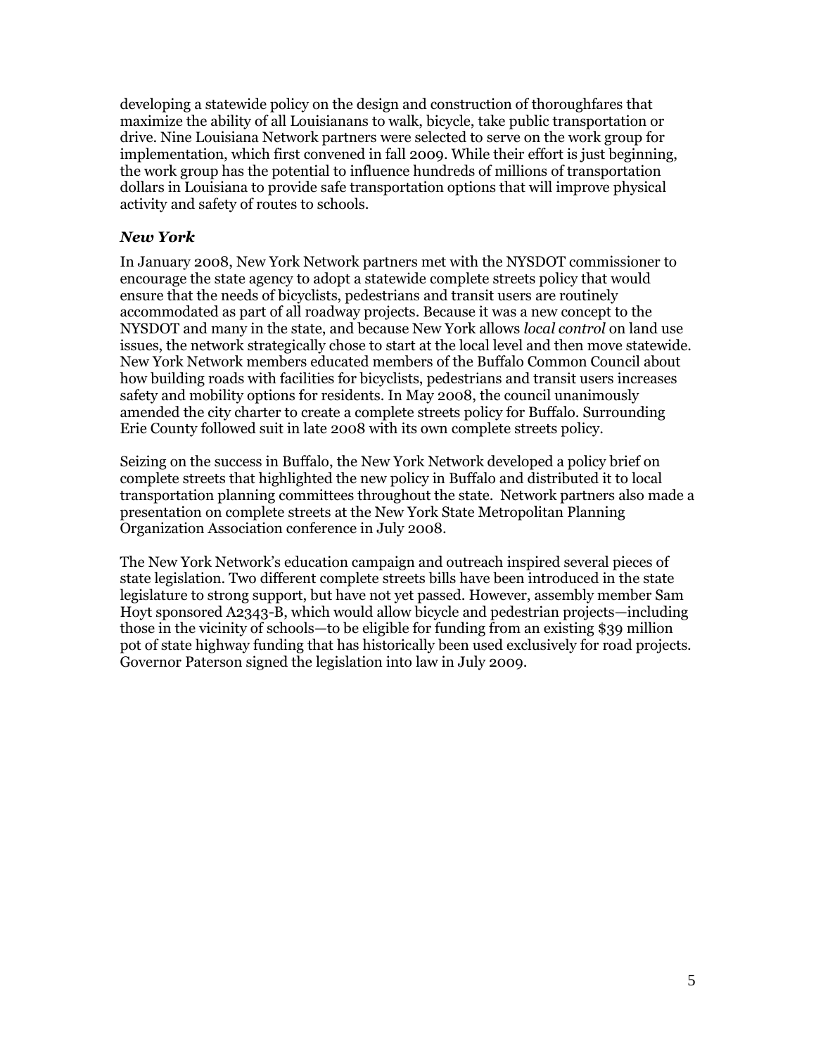developing a statewide policy on the design and construction of thoroughfares that maximize the ability of all Louisianans to walk, bicycle, take public transportation or drive. Nine Louisiana Network partners were selected to serve on the work group for implementation, which first convened in fall 2009. While their effort is just beginning, the work group has the potential to influence hundreds of millions of transportation dollars in Louisiana to provide safe transportation options that will improve physical activity and safety of routes to schools.

### *New York*

In January 2008, New York Network partners met with the NYSDOT commissioner to encourage the state agency to adopt a statewide complete streets policy that would ensure that the needs of bicyclists, pedestrians and transit users are routinely accommodated as part of all roadway projects. Because it was a new concept to the NYSDOT and many in the state, and because New York allows *local control* on land use issues, the network strategically chose to start at the local level and then move statewide. New York Network members educated members of the Buffalo Common Council about how building roads with facilities for bicyclists, pedestrians and transit users increases safety and mobility options for residents. In May 2008, the council unanimously amended the city charter to create a complete streets policy for Buffalo. Surrounding Erie County followed suit in late 2008 with its own complete streets policy.

Seizing on the success in Buffalo, the New York Network developed a policy brief on complete streets that highlighted the new policy in Buffalo and distributed it to local transportation planning committees throughout the state. Network partners also made a presentation on complete streets at the New York State Metropolitan Planning Organization Association conference in July 2008.

The New York Network's education campaign and outreach inspired several pieces of state legislation. Two different complete streets bills have been introduced in the state legislature to strong support, but have not yet passed. However, assembly member Sam Hoyt sponsored A2343-B, which would allow bicycle and pedestrian projects—including those in the vicinity of schools—to be eligible for funding from an existing $39 million pot of state highway funding that has historically been used exclusively for road projects. Governor Paterson signed the legislation into law in July 2009.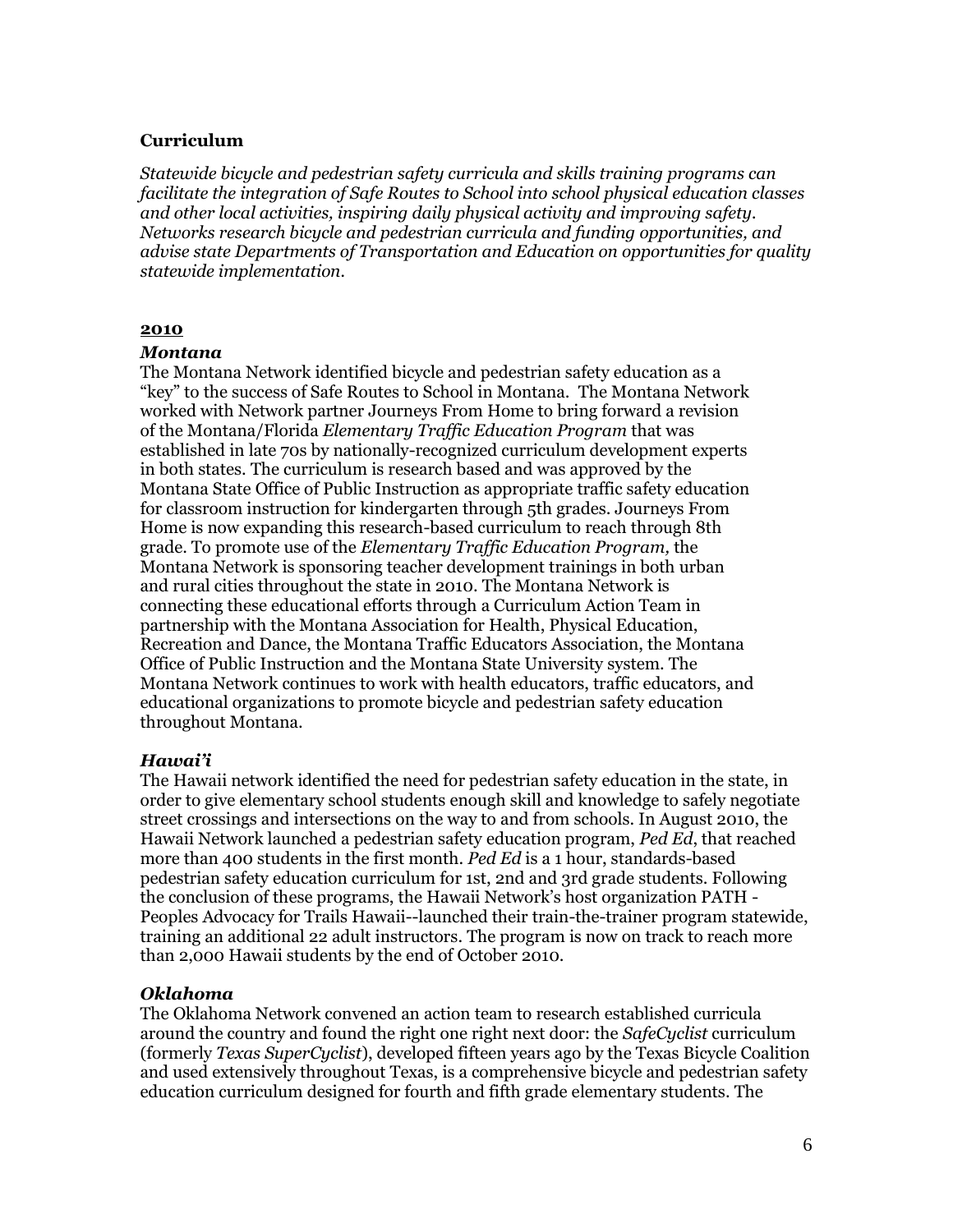## Curriculum

*Statewide bicycle and pedestrian safety curricula and skills training programs can facilitate the integration of Safe Routes to School into school physical education classes and other local activities, inspiring daily physical activity and improving safety. Networks research bicycle and pedestrian curricula and funding opportunities, and advise state Departments of Transportation and Education on opportunities for quality statewide implementation.*

### 2010

#### *Montana*

The Montana Network identified bicycle and pedestrian safety education as a "key" to the success of Safe Routes to School in Montana. The Montana Network worked with Network partner Journeys From Home to bring forward a revision of the Montana/Florida *Elementary Traffic Education Program* that was established in late 70s by nationally-recognized curriculum development experts in both states. The curriculum is research based and was approved by the Montana State Office of Public Instruction as appropriate traffic safety education for classroom instruction for kindergarten through 5th grades. Journeys From Home is now expanding this research-based curriculum to reach through 8th grade. To promote use of the *Elementary Traffic Education Program,* the Montana Network is sponsoring teacher development trainings in both urban and rural cities throughout the state in 2010. The Montana Network is connecting these educational efforts through a Curriculum Action Team in partnership with the Montana Association for Health, Physical Education, Recreation and Dance, the Montana Traffic Educators Association, the Montana Office of Public Instruction and the Montana State University system. The Montana Network continues to work with health educators, traffic educators, and educational organizations to promote bicycle and pedestrian safety education throughout Montana.

#### *Hawai'i*

The Hawaii network identified the need for pedestrian safety education in the state, in order to give elementary school students enough skill and knowledge to safely negotiate street crossings and intersections on the way to and from schools. In August 2010, the Hawaii Network launched a pedestrian safety education program, *Ped Ed*, that reached more than 400 students in the first month. *Ped Ed* is a 1 hour, standards-based pedestrian safety education curriculum for 1st, 2nd and 3rd grade students. Following the conclusion of these programs, the Hawaii Network's host organization PATH - Peoples Advocacy for Trails Hawaii--launched their train-the-trainer program statewide, training an additional 22 adult instructors. The program is now on track to reach more than 2,000 Hawaii students by the end of October 2010.

#### *Oklahoma*

The Oklahoma Network convened an action team to research established curricula around the country and found the right one right next door: the *SafeCyclist* curriculum (formerly *Texas SuperCyclist*), developed fifteen years ago by the Texas Bicycle Coalition and used extensively throughout Texas, is a comprehensive bicycle and pedestrian safety education curriculum designed for fourth and fifth grade elementary students. The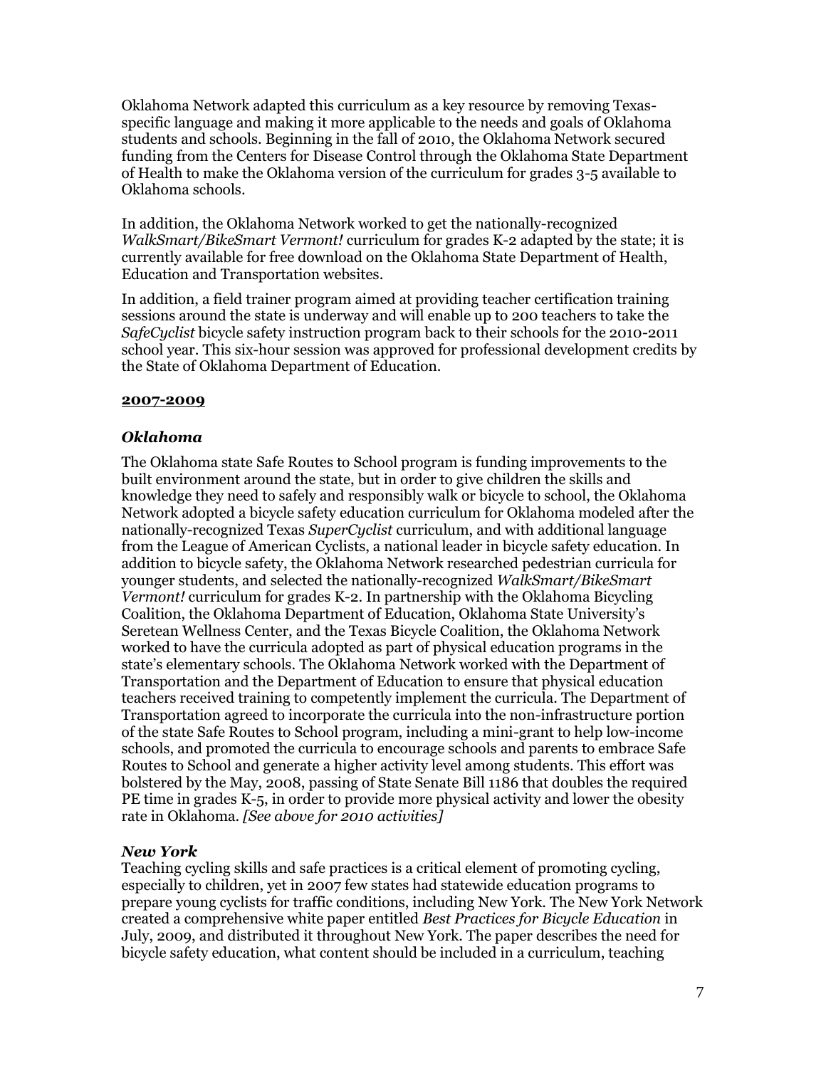Oklahoma Network adapted this curriculum as a key resource by removing Texas-specific language and making it more applicable to the needs and goals of Oklahoma students and schools. Beginning in the fall of 2010, the Oklahoma Network secured funding from the Centers for Disease Control through the Oklahoma State Department of Health to make the Oklahoma version of the curriculum for grades 3-5 available to Oklahoma schools.

In addition, the Oklahoma Network worked to get the nationally-recognized *WalkSmart/BikeSmart Vermont!* curriculum for grades K-2 adapted by the state; it is currently available for free download on the Oklahoma State Department of Health, Education and Transportation websites.

In addition, a field trainer program aimed at providing teacher certification training sessions around the state is underway and will enable up to 200 teachers to take the *SafeCyclist* bicycle safety instruction program back to their schools for the 2010-2011 school year. This six-hour session was approved for professional development credits by the State of Oklahoma Department of Education.

## 2007-2009

### *Oklahoma*

The Oklahoma state Safe Routes to School program is funding improvements to the built environment around the state, but in order to give children the skills and knowledge they need to safely and responsibly walk or bicycle to school, the Oklahoma Network adopted a bicycle safety education curriculum for Oklahoma modeled after the nationally-recognized Texas *SuperCyclist* curriculum, and with additional language from the League of American Cyclists, a national leader in bicycle safety education. In addition to bicycle safety, the Oklahoma Network researched pedestrian curricula for younger students, and selected the nationally-recognized *WalkSmart/BikeSmart Vermont!* curriculum for grades K-2. In partnership with the Oklahoma Bicycling Coalition, the Oklahoma Department of Education, Oklahoma State University's Seretean Wellness Center, and the Texas Bicycle Coalition, the Oklahoma Network worked to have the curricula adopted as part of physical education programs in the state's elementary schools. The Oklahoma Network worked with the Department of Transportation and the Department of Education to ensure that physical education teachers received training to competently implement the curricula. The Department of Transportation agreed to incorporate the curricula into the non-infrastructure portion of the state Safe Routes to School program, including a mini-grant to help low-income schools, and promoted the curricula to encourage schools and parents to embrace Safe Routes to School and generate a higher activity level among students. This effort was bolstered by the May, 2008, passing of State Senate Bill 1186 that doubles the required PE time in grades K-5, in order to provide more physical activity and lower the obesity rate in Oklahoma. *[See above for 2010 activities]*

### *New York*

Teaching cycling skills and safe practices is a critical element of promoting cycling, especially to children, yet in 2007 few states had statewide education programs to prepare young cyclists for traffic conditions, including New York. The New York Network created a comprehensive white paper entitled *Best Practices for Bicycle Education* in July, 2009, and distributed it throughout New York. The paper describes the need for bicycle safety education, what content should be included in a curriculum, teaching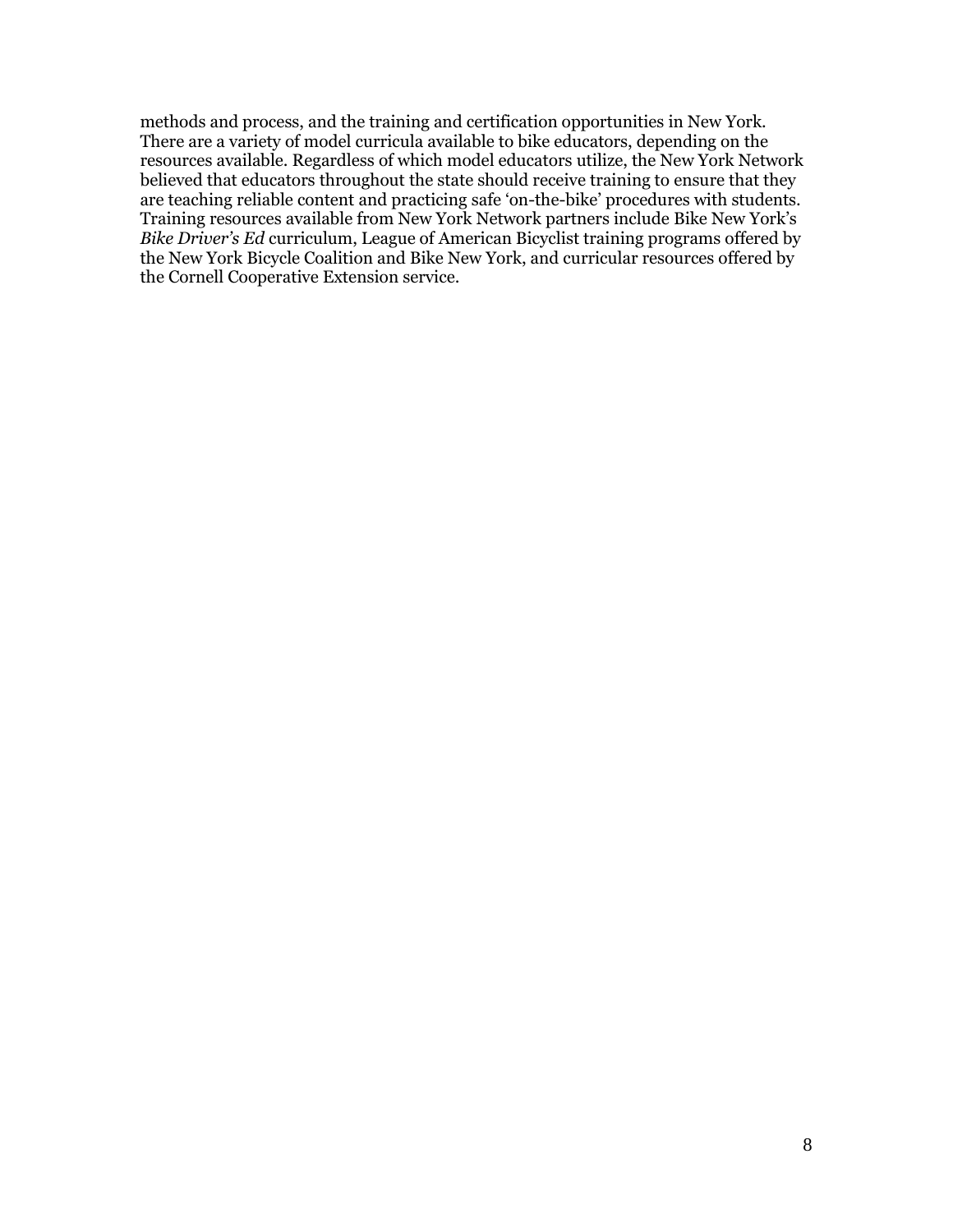methods and process, and the training and certification opportunities in New York. There are a variety of model curricula available to bike educators, depending on the resources available. Regardless of which model educators utilize, the New York Network believed that educators throughout the state should receive training to ensure that they are teaching reliable content and practicing safe 'on-the-bike' procedures with students. Training resources available from New York Network partners include Bike New York's *Bike Driver's Ed* curriculum, League of American Bicyclist training programs offered by the New York Bicycle Coalition and Bike New York, and curricular resources offered by the Cornell Cooperative Extension service.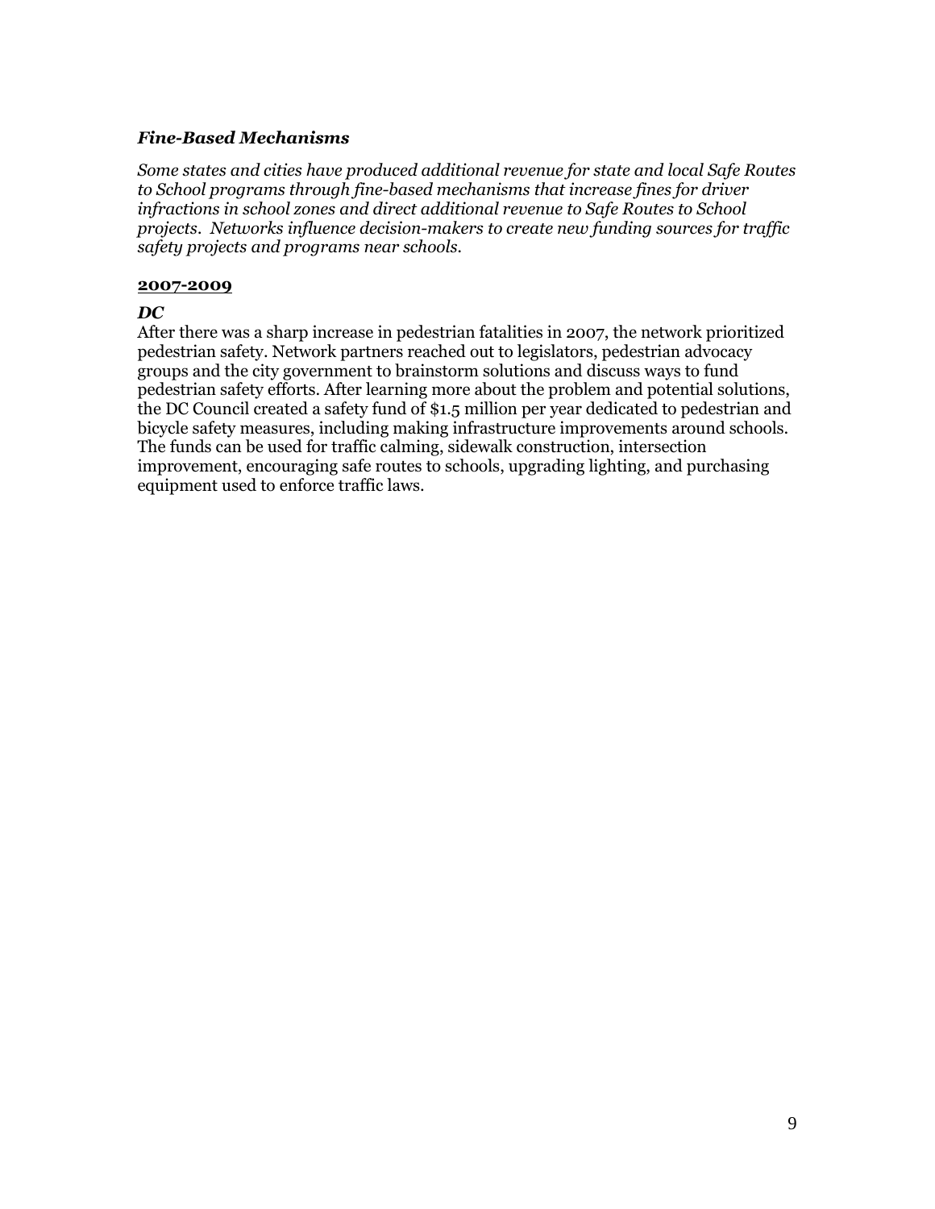### *Fine-Based Mechanisms*

*Some states and cities have produced additional revenue for state and local Safe Routes to School programs through fine-based mechanisms that increase fines for driver infractions in school zones and direct additional revenue to Safe Routes to School projects. Networks influence decision-makers to create new funding sources for traffic safety projects and programs near schools.*

**<u>2007-2009</u>**

***DC***

After there was a sharp increase in pedestrian fatalities in 2007, the network prioritized pedestrian safety. Network partners reached out to legislators, pedestrian advocacy groups and the city government to brainstorm solutions and discuss ways to fund pedestrian safety efforts. After learning more about the problem and potential solutions, the DC Council created a safety fund of $1.5 million per year dedicated to pedestrian and bicycle safety measures, including making infrastructure improvements around schools. The funds can be used for traffic calming, sidewalk construction, intersection improvement, encouraging safe routes to schools, upgrading lighting, and purchasing equipment used to enforce traffic laws.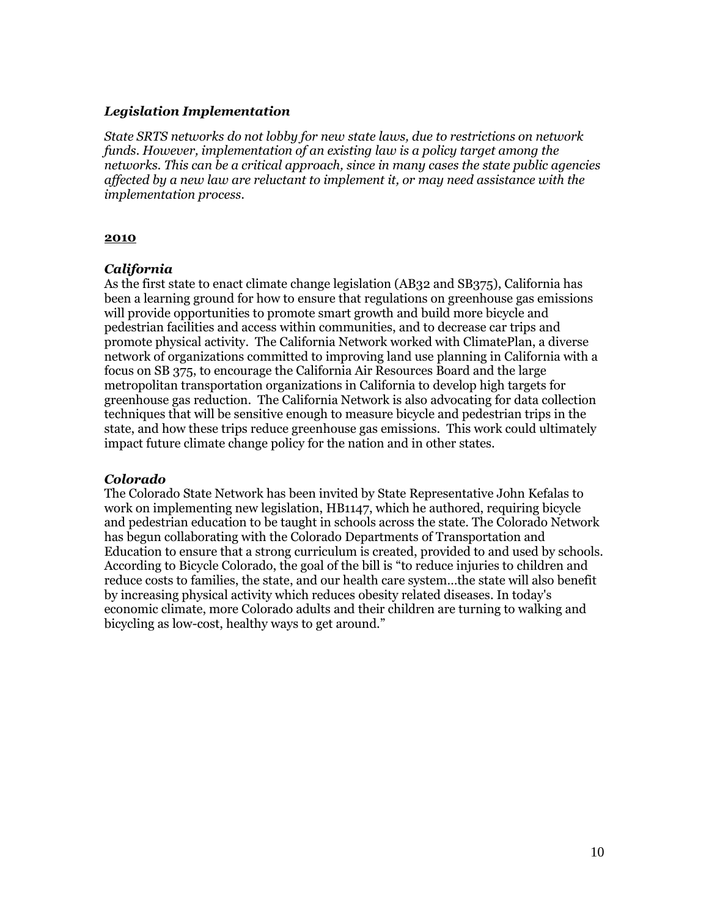### *Legislation Implementation*

*State SRTS networks do not lobby for new state laws, due to restrictions on network funds. However, implementation of an existing law is a policy target among the networks. This can be a critical approach, since in many cases the state public agencies affected by a new law are reluctant to implement it, or may need assistance with the implementation process.*

**<u>2010</u>**

### *California*

As the first state to enact climate change legislation (AB32 and SB375), California has been a learning ground for how to ensure that regulations on greenhouse gas emissions will provide opportunities to promote smart growth and build more bicycle and pedestrian facilities and access within communities, and to decrease car trips and promote physical activity. The California Network worked with ClimatePlan, a diverse network of organizations committed to improving land use planning in California with a focus on SB 375, to encourage the California Air Resources Board and the large metropolitan transportation organizations in California to develop high targets for greenhouse gas reduction. The California Network is also advocating for data collection techniques that will be sensitive enough to measure bicycle and pedestrian trips in the state, and how these trips reduce greenhouse gas emissions. This work could ultimately impact future climate change policy for the nation and in other states.

### *Colorado*

The Colorado State Network has been invited by State Representative John Kefalas to work on implementing new legislation, HB1147, which he authored, requiring bicycle and pedestrian education to be taught in schools across the state. The Colorado Network has begun collaborating with the Colorado Departments of Transportation and Education to ensure that a strong curriculum is created, provided to and used by schools. According to Bicycle Colorado, the goal of the bill is "to reduce injuries to children and reduce costs to families, the state, and our health care system…the state will also benefit by increasing physical activity which reduces obesity related diseases. In today's economic climate, more Colorado adults and their children are turning to walking and bicycling as low-cost, healthy ways to get around."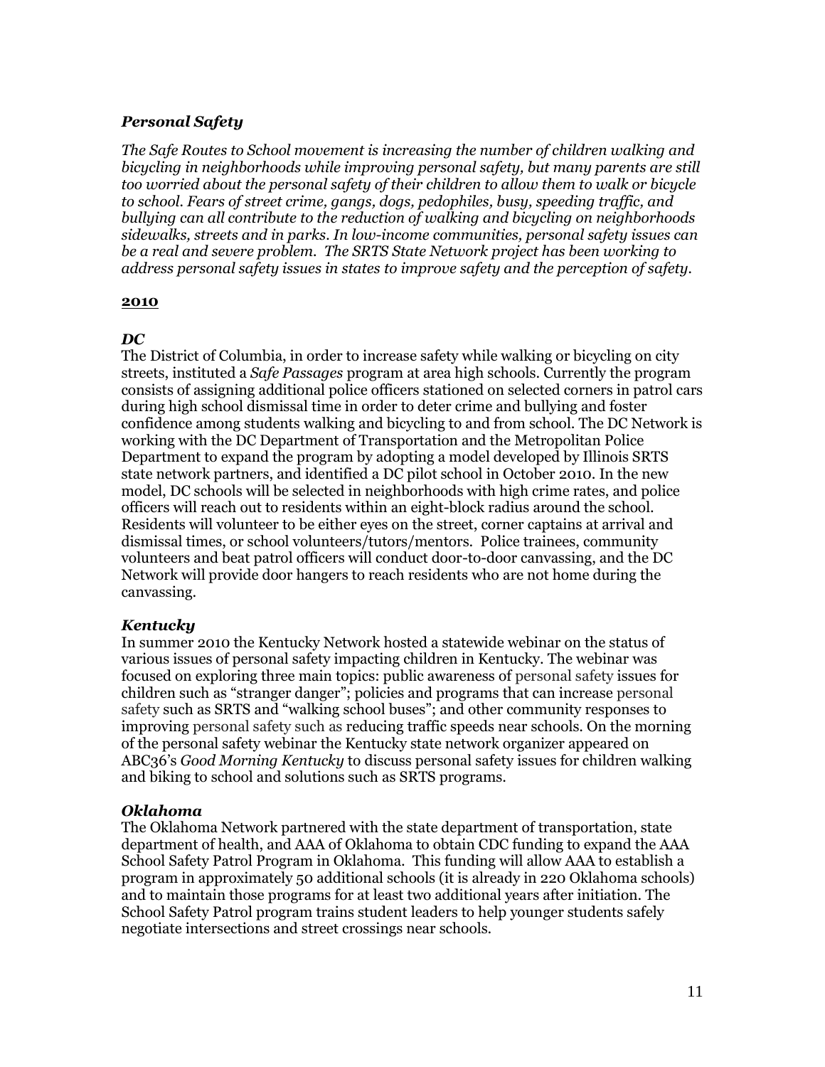### *Personal Safety*

*The Safe Routes to School movement is increasing the number of children walking and bicycling in neighborhoods while improving personal safety, but many parents are still too worried about the personal safety of their children to allow them to walk or bicycle to school. Fears of street crime, gangs, dogs, pedophiles, busy, speeding traffic, and bullying can all contribute to the reduction of walking and bicycling on neighborhoods sidewalks, streets and in parks. In low-income communities, personal safety issues can be a real and severe problem. The SRTS State Network project has been working to address personal safety issues in states to improve safety and the perception of safety.*

**2010**

#### *DC*

The District of Columbia, in order to increase safety while walking or bicycling on city streets, instituted a *Safe Passages* program at area high schools. Currently the program consists of assigning additional police officers stationed on selected corners in patrol cars during high school dismissal time in order to deter crime and bullying and foster confidence among students walking and bicycling to and from school. The DC Network is working with the DC Department of Transportation and the Metropolitan Police Department to expand the program by adopting a model developed by Illinois SRTS state network partners, and identified a DC pilot school in October 2010. In the new model, DC schools will be selected in neighborhoods with high crime rates, and police officers will reach out to residents within an eight-block radius around the school. Residents will volunteer to be either eyes on the street, corner captains at arrival and dismissal times, or school volunteers/tutors/mentors. Police trainees, community volunteers and beat patrol officers will conduct door-to-door canvassing, and the DC Network will provide door hangers to reach residents who are not home during the canvassing.

#### *Kentucky*

In summer 2010 the Kentucky Network hosted a statewide webinar on the status of various issues of personal safety impacting children in Kentucky. The webinar was focused on exploring three main topics: public awareness of personal safety issues for children such as "stranger danger"; policies and programs that can increase personal safety such as SRTS and "walking school buses"; and other community responses to improving personal safety such as reducing traffic speeds near schools. On the morning of the personal safety webinar the Kentucky state network organizer appeared on ABC36's *Good Morning Kentucky* to discuss personal safety issues for children walking and biking to school and solutions such as SRTS programs.

#### *Oklahoma*

The Oklahoma Network partnered with the state department of transportation, state department of health, and AAA of Oklahoma to obtain CDC funding to expand the AAA School Safety Patrol Program in Oklahoma. This funding will allow AAA to establish a program in approximately 50 additional schools (it is already in 220 Oklahoma schools) and to maintain those programs for at least two additional years after initiation. The School Safety Patrol program trains student leaders to help younger students safely negotiate intersections and street crossings near schools.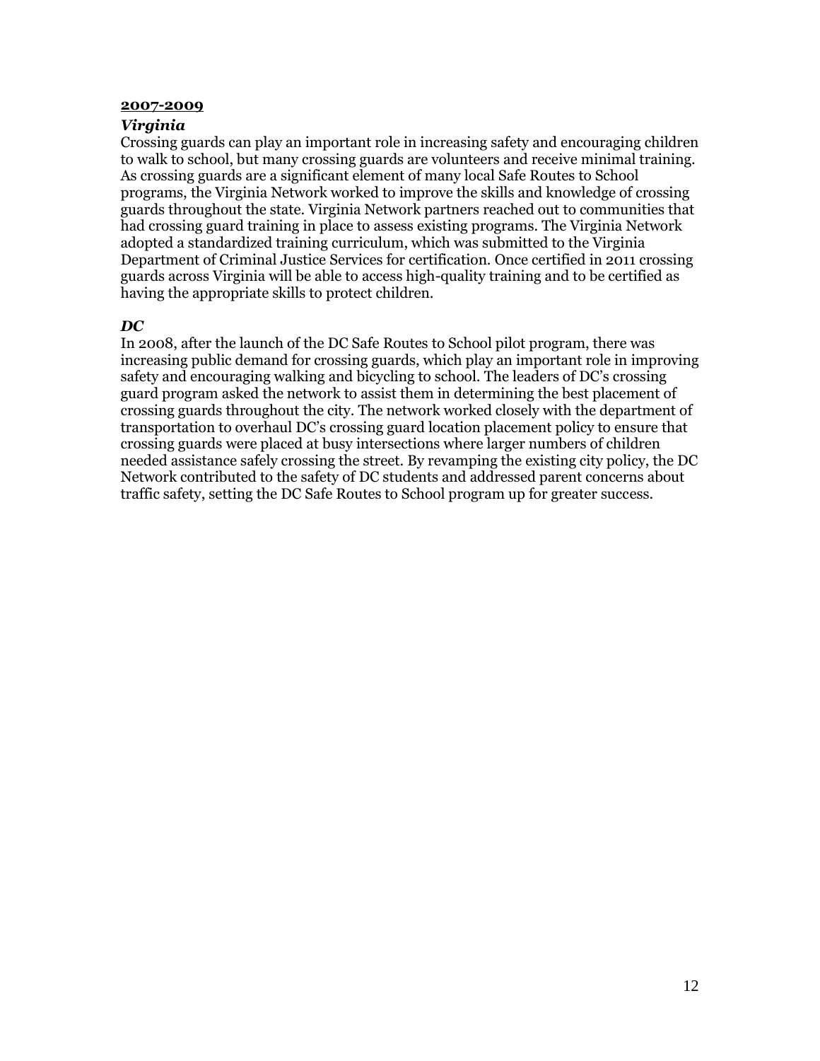**<u>2007-2009</u>**

***Virginia***

Crossing guards can play an important role in increasing safety and encouraging children to walk to school, but many crossing guards are volunteers and receive minimal training. As crossing guards are a significant element of many local Safe Routes to School programs, the Virginia Network worked to improve the skills and knowledge of crossing guards throughout the state. Virginia Network partners reached out to communities that had crossing guard training in place to assess existing programs. The Virginia Network adopted a standardized training curriculum, which was submitted to the Virginia Department of Criminal Justice Services for certification. Once certified in 2011 crossing guards across Virginia will be able to access high-quality training and to be certified as having the appropriate skills to protect children.

***DC***

In 2008, after the launch of the DC Safe Routes to School pilot program, there was increasing public demand for crossing guards, which play an important role in improving safety and encouraging walking and bicycling to school. The leaders of DC's crossing guard program asked the network to assist them in determining the best placement of crossing guards throughout the city. The network worked closely with the department of transportation to overhaul DC's crossing guard location placement policy to ensure that crossing guards were placed at busy intersections where larger numbers of children needed assistance safely crossing the street. By revamping the existing city policy, the DC Network contributed to the safety of DC students and addressed parent concerns about traffic safety, setting the DC Safe Routes to School program up for greater success.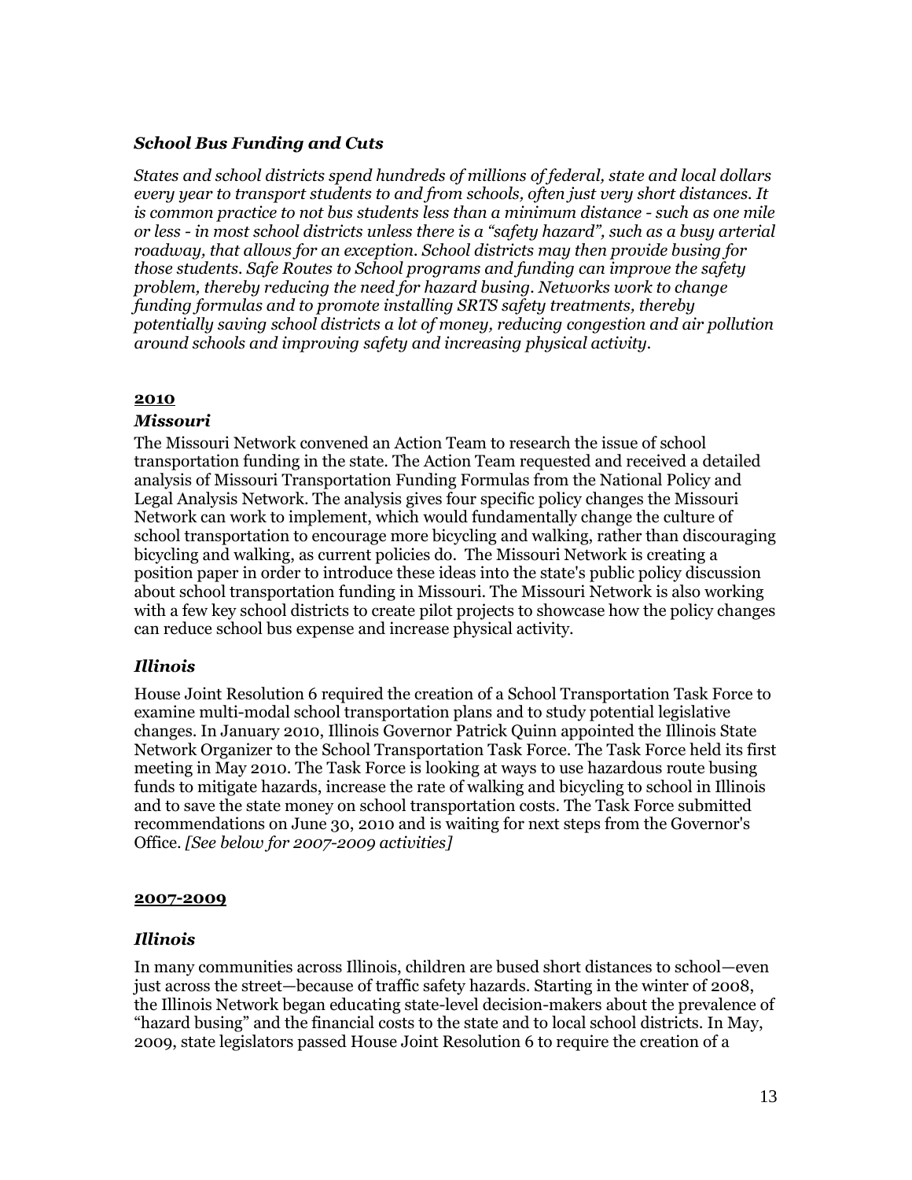### *School Bus Funding and Cuts*

*States and school districts spend hundreds of millions of federal, state and local dollars every year to transport students to and from schools, often just very short distances. It is common practice to not bus students less than a minimum distance - such as one mile or less - in most school districts unless there is a "safety hazard", such as a busy arterial roadway, that allows for an exception. School districts may then provide busing for those students. Safe Routes to School programs and funding can improve the safety problem, thereby reducing the need for hazard busing. Networks work to change funding formulas and to promote installing SRTS safety treatments, thereby potentially saving school districts a lot of money, reducing congestion and air pollution around schools and improving safety and increasing physical activity.*

**2010**

#### *Missouri*

The Missouri Network convened an Action Team to research the issue of school transportation funding in the state. The Action Team requested and received a detailed analysis of Missouri Transportation Funding Formulas from the National Policy and Legal Analysis Network. The analysis gives four specific policy changes the Missouri Network can work to implement, which would fundamentally change the culture of school transportation to encourage more bicycling and walking, rather than discouraging bicycling and walking, as current policies do. The Missouri Network is creating a position paper in order to introduce these ideas into the state's public policy discussion about school transportation funding in Missouri. The Missouri Network is also working with a few key school districts to create pilot projects to showcase how the policy changes can reduce school bus expense and increase physical activity.

#### *Illinois*

House Joint Resolution 6 required the creation of a School Transportation Task Force to examine multi-modal school transportation plans and to study potential legislative changes. In January 2010, Illinois Governor Patrick Quinn appointed the Illinois State Network Organizer to the School Transportation Task Force. The Task Force held its first meeting in May 2010. The Task Force is looking at ways to use hazardous route busing funds to mitigate hazards, increase the rate of walking and bicycling to school in Illinois and to save the state money on school transportation costs. The Task Force submitted recommendations on June 30, 2010 and is waiting for next steps from the Governor's Office. *[See below for 2007-2009 activities]*

**2007-2009**

#### *Illinois*

In many communities across Illinois, children are bused short distances to school—even just across the street—because of traffic safety hazards. Starting in the winter of 2008, the Illinois Network began educating state-level decision-makers about the prevalence of "hazard busing" and the financial costs to the state and to local school districts. In May, 2009, state legislators passed House Joint Resolution 6 to require the creation of a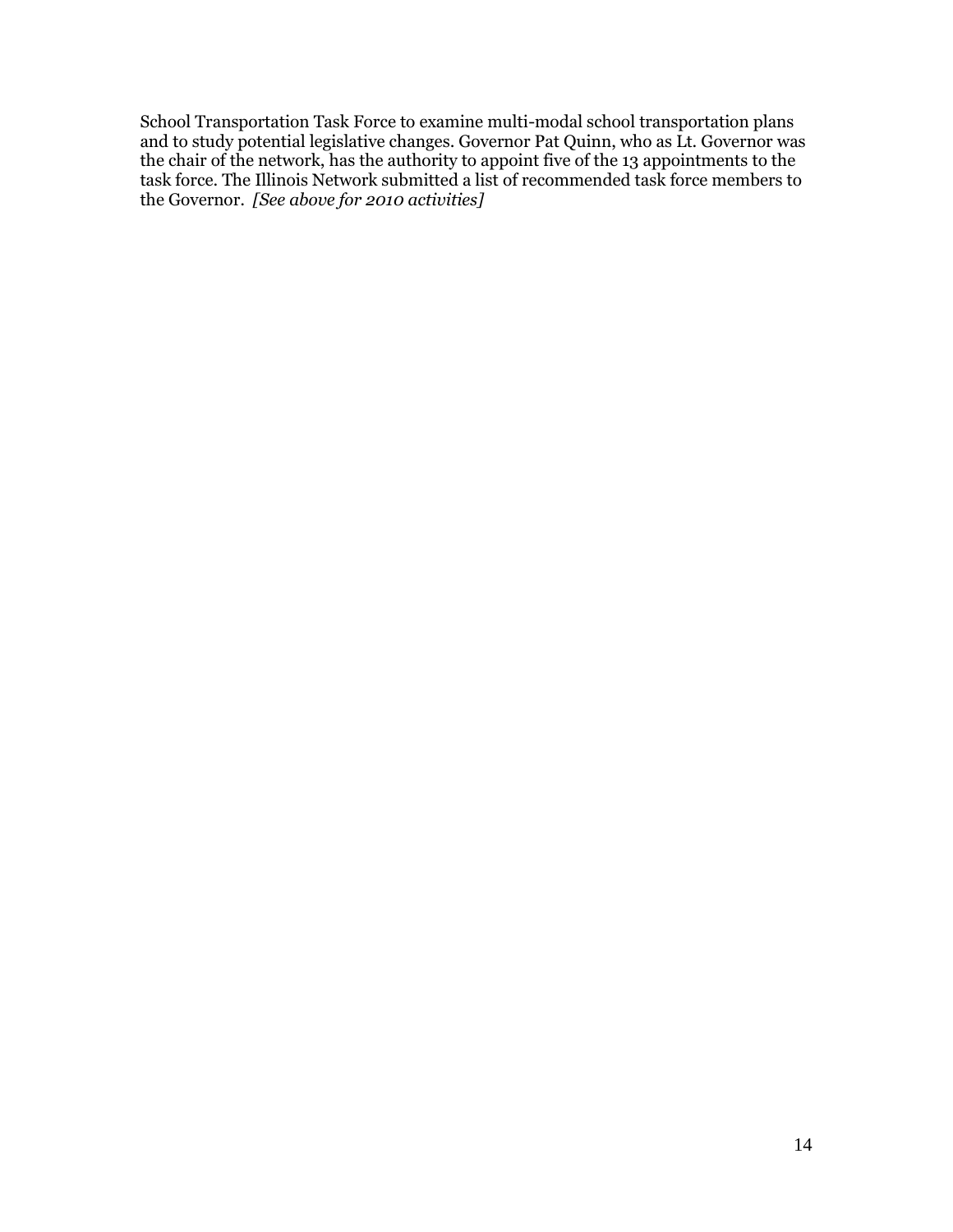School Transportation Task Force to examine multi-modal school transportation plans and to study potential legislative changes. Governor Pat Quinn, who as Lt. Governor was the chair of the network, has the authority to appoint five of the 13 appointments to the task force. The Illinois Network submitted a list of recommended task force members to the Governor. *[See above for 2010 activities]*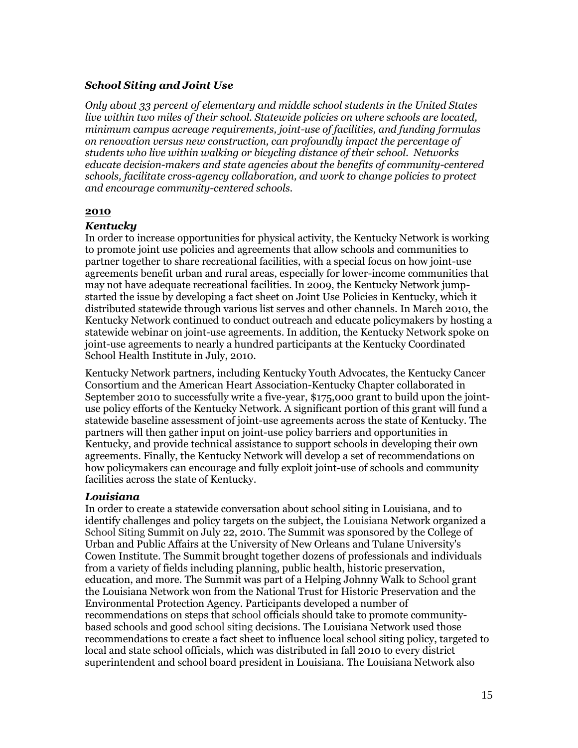### *School Siting and Joint Use*

*Only about 33 percent of elementary and middle school students in the United States live within two miles of their school. Statewide policies on where schools are located, minimum campus acreage requirements, joint-use of facilities, and funding formulas on renovation versus new construction, can profoundly impact the percentage of students who live within walking or bicycling distance of their school. Networks educate decision-makers and state agencies about the benefits of community-centered schools, facilitate cross-agency collaboration, and work to change policies to protect and encourage community-centered schools.*

**2010**

#### *Kentucky*

In order to increase opportunities for physical activity, the Kentucky Network is working to promote joint use policies and agreements that allow schools and communities to partner together to share recreational facilities, with a special focus on how joint-use agreements benefit urban and rural areas, especially for lower-income communities that may not have adequate recreational facilities. In 2009, the Kentucky Network jump-started the issue by developing a fact sheet on Joint Use Policies in Kentucky, which it distributed statewide through various list serves and other channels. In March 2010, the Kentucky Network continued to conduct outreach and educate policymakers by hosting a statewide webinar on joint-use agreements. In addition, the Kentucky Network spoke on joint-use agreements to nearly a hundred participants at the Kentucky Coordinated School Health Institute in July, 2010.

Kentucky Network partners, including Kentucky Youth Advocates, the Kentucky Cancer Consortium and the American Heart Association-Kentucky Chapter collaborated in September 2010 to successfully write a five-year, $175,000 grant to build upon the joint-use policy efforts of the Kentucky Network. A significant portion of this grant will fund a statewide baseline assessment of joint-use agreements across the state of Kentucky. The partners will then gather input on joint-use policy barriers and opportunities in Kentucky, and provide technical assistance to support schools in developing their own agreements. Finally, the Kentucky Network will develop a set of recommendations on how policymakers can encourage and fully exploit joint-use of schools and community facilities across the state of Kentucky.

#### *Louisiana*

In order to create a statewide conversation about school siting in Louisiana, and to identify challenges and policy targets on the subject, the Louisiana Network organized a School Siting Summit on July 22, 2010. The Summit was sponsored by the College of Urban and Public Affairs at the University of New Orleans and Tulane University's Cowen Institute. The Summit brought together dozens of professionals and individuals from a variety of fields including planning, public health, historic preservation, education, and more. The Summit was part of a Helping Johnny Walk to School grant the Louisiana Network won from the National Trust for Historic Preservation and the Environmental Protection Agency. Participants developed a number of recommendations on steps that school officials should take to promote community-based schools and good school siting decisions. The Louisiana Network used those recommendations to create a fact sheet to influence local school siting policy, targeted to local and state school officials, which was distributed in fall 2010 to every district superintendent and school board president in Louisiana. The Louisiana Network also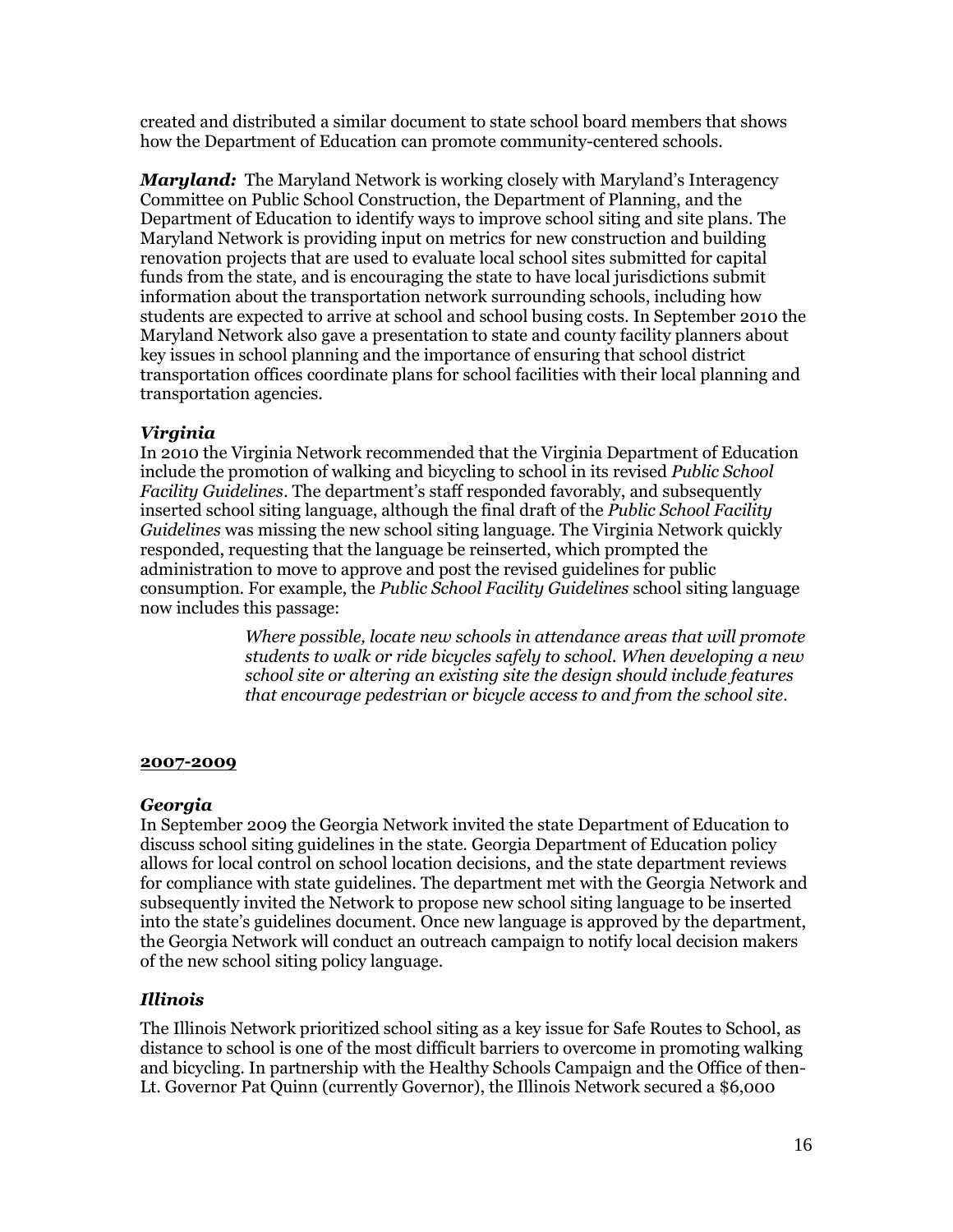created and distributed a similar document to state school board members that shows how the Department of Education can promote community-centered schools.

***Maryland:*** The Maryland Network is working closely with Maryland's Interagency Committee on Public School Construction, the Department of Planning, and the Department of Education to identify ways to improve school siting and site plans. The Maryland Network is providing input on metrics for new construction and building renovation projects that are used to evaluate local school sites submitted for capital funds from the state, and is encouraging the state to have local jurisdictions submit information about the transportation network surrounding schools, including how students are expected to arrive at school and school busing costs. In September 2010 the Maryland Network also gave a presentation to state and county facility planners about key issues in school planning and the importance of ensuring that school district transportation offices coordinate plans for school facilities with their local planning and transportation agencies.

### *Virginia*

In 2010 the Virginia Network recommended that the Virginia Department of Education include the promotion of walking and bicycling to school in its revised *Public School Facility Guidelines*. The department's staff responded favorably, and subsequently inserted school siting language, although the final draft of the *Public School Facility Guidelines* was missing the new school siting language. The Virginia Network quickly responded, requesting that the language be reinserted, which prompted the administration to move to approve and post the revised guidelines for public consumption. For example, the *Public School Facility Guidelines* school siting language now includes this passage:

> *Where possible, locate new schools in attendance areas that will promote students to walk or ride bicycles safely to school. When developing a new school site or altering an existing site the design should include features that encourage pedestrian or bicycle access to and from the school site.*

## 2007-2009

### *Georgia*

In September 2009 the Georgia Network invited the state Department of Education to discuss school siting guidelines in the state. Georgia Department of Education policy allows for local control on school location decisions, and the state department reviews for compliance with state guidelines. The department met with the Georgia Network and subsequently invited the Network to propose new school siting language to be inserted into the state's guidelines document. Once new language is approved by the department, the Georgia Network will conduct an outreach campaign to notify local decision makers of the new school siting policy language.

### *Illinois*

The Illinois Network prioritized school siting as a key issue for Safe Routes to School, as distance to school is one of the most difficult barriers to overcome in promoting walking and bicycling. In partnership with the Healthy Schools Campaign and the Office of then-Lt. Governor Pat Quinn (currently Governor), the Illinois Network secured a $6,000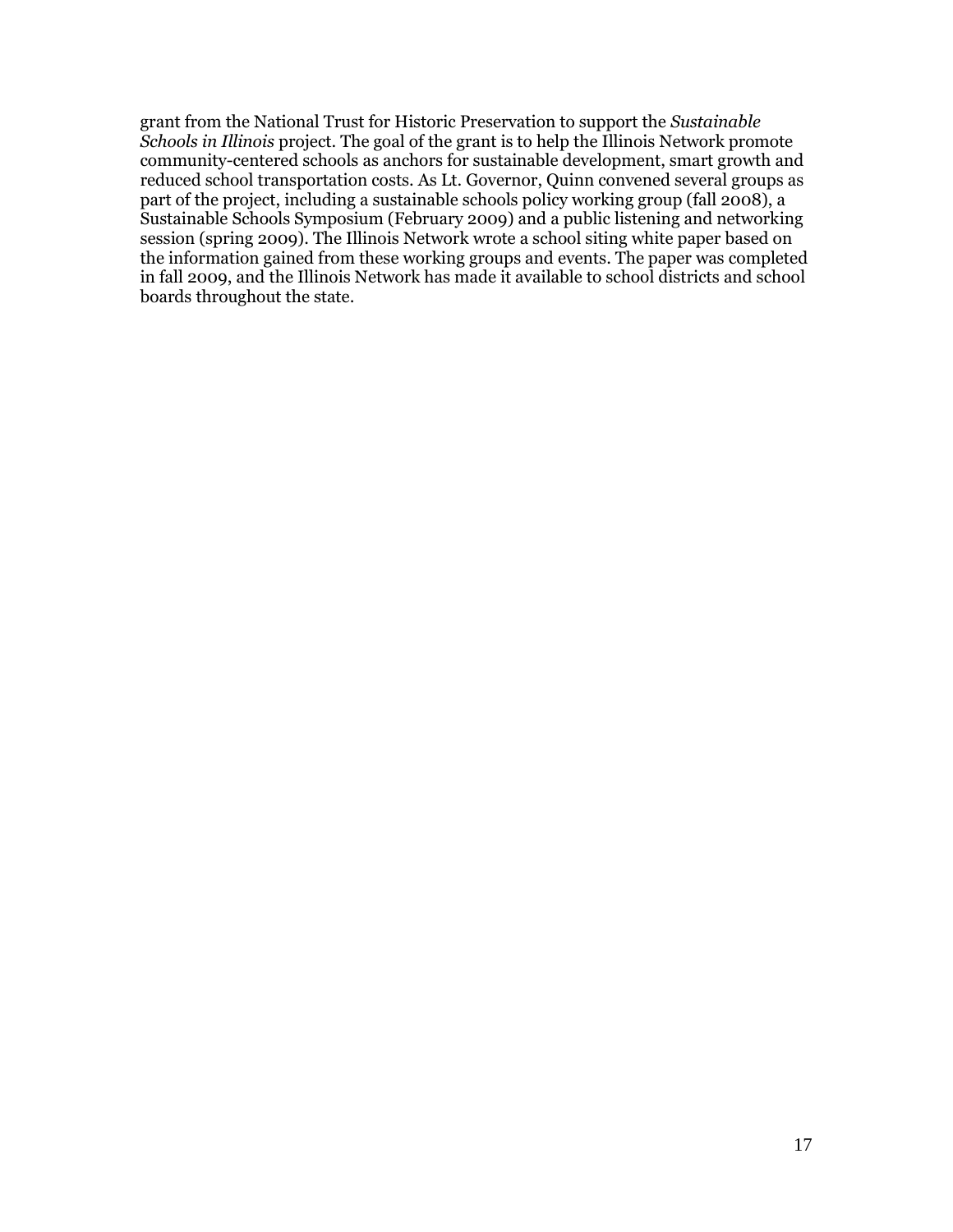grant from the National Trust for Historic Preservation to support the *Sustainable Schools in Illinois* project. The goal of the grant is to help the Illinois Network promote community-centered schools as anchors for sustainable development, smart growth and reduced school transportation costs. As Lt. Governor, Quinn convened several groups as part of the project, including a sustainable schools policy working group (fall 2008), a Sustainable Schools Symposium (February 2009) and a public listening and networking session (spring 2009). The Illinois Network wrote a school siting white paper based on the information gained from these working groups and events. The paper was completed in fall 2009, and the Illinois Network has made it available to school districts and school boards throughout the state.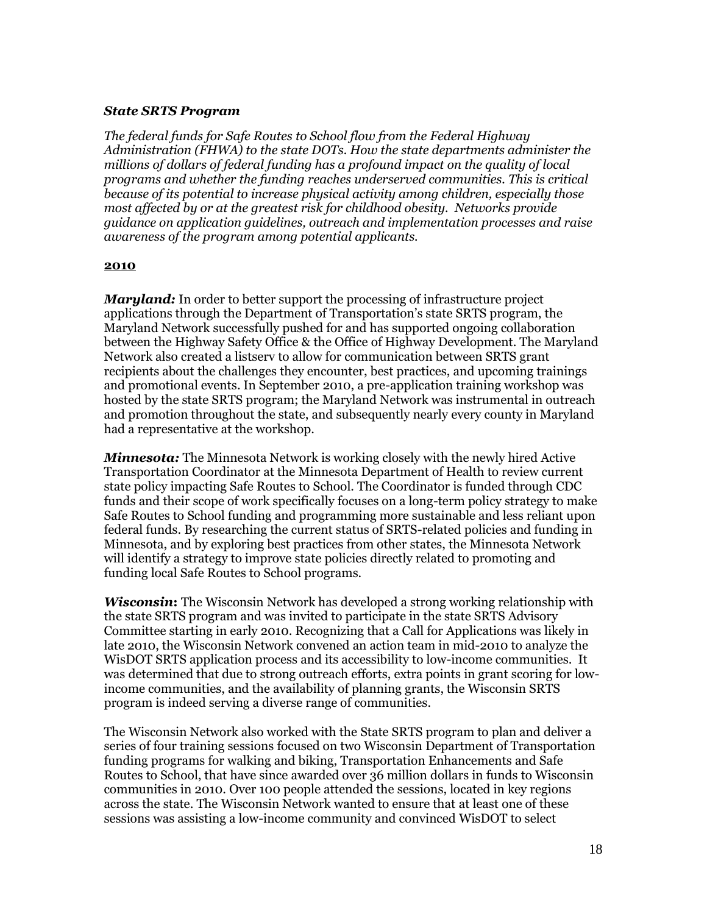### *State SRTS Program*

*The federal funds for Safe Routes to School flow from the Federal Highway Administration (FHWA) to the state DOTs. How the state departments administer the millions of dollars of federal funding has a profound impact on the quality of local programs and whether the funding reaches underserved communities. This is critical because of its potential to increase physical activity among children, especially those most affected by or at the greatest risk for childhood obesity. Networks provide guidance on application guidelines, outreach and implementation processes and raise awareness of the program among potential applicants.*

**2010**

***Maryland:*** In order to better support the processing of infrastructure project applications through the Department of Transportation's state SRTS program, the Maryland Network successfully pushed for and has supported ongoing collaboration between the Highway Safety Office & the Office of Highway Development. The Maryland Network also created a listserv to allow for communication between SRTS grant recipients about the challenges they encounter, best practices, and upcoming trainings and promotional events. In September 2010, a pre-application training workshop was hosted by the state SRTS program; the Maryland Network was instrumental in outreach and promotion throughout the state, and subsequently nearly every county in Maryland had a representative at the workshop.

***Minnesota:*** The Minnesota Network is working closely with the newly hired Active Transportation Coordinator at the Minnesota Department of Health to review current state policy impacting Safe Routes to School. The Coordinator is funded through CDC funds and their scope of work specifically focuses on a long-term policy strategy to make Safe Routes to School funding and programming more sustainable and less reliant upon federal funds. By researching the current status of SRTS-related policies and funding in Minnesota, and by exploring best practices from other states, the Minnesota Network will identify a strategy to improve state policies directly related to promoting and funding local Safe Routes to School programs.

***Wisconsin*:** The Wisconsin Network has developed a strong working relationship with the state SRTS program and was invited to participate in the state SRTS Advisory Committee starting in early 2010. Recognizing that a Call for Applications was likely in late 2010, the Wisconsin Network convened an action team in mid-2010 to analyze the WisDOT SRTS application process and its accessibility to low-income communities. It was determined that due to strong outreach efforts, extra points in grant scoring for low-income communities, and the availability of planning grants, the Wisconsin SRTS program is indeed serving a diverse range of communities.

The Wisconsin Network also worked with the State SRTS program to plan and deliver a series of four training sessions focused on two Wisconsin Department of Transportation funding programs for walking and biking, Transportation Enhancements and Safe Routes to School, that have since awarded over 36 million dollars in funds to Wisconsin communities in 2010. Over 100 people attended the sessions, located in key regions across the state. The Wisconsin Network wanted to ensure that at least one of these sessions was assisting a low-income community and convinced WisDOT to select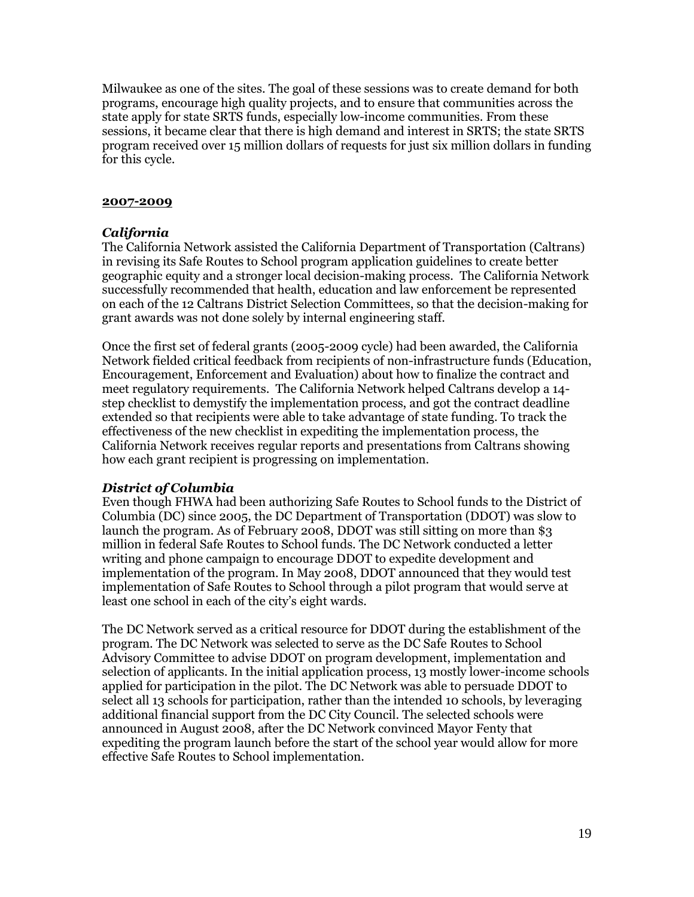Milwaukee as one of the sites. The goal of these sessions was to create demand for both programs, encourage high quality projects, and to ensure that communities across the state apply for state SRTS funds, especially low-income communities. From these sessions, it became clear that there is high demand and interest in SRTS; the state SRTS program received over 15 million dollars of requests for just six million dollars in funding for this cycle.

## 2007-2009

### *California*

The California Network assisted the California Department of Transportation (Caltrans) in revising its Safe Routes to School program application guidelines to create better geographic equity and a stronger local decision-making process. The California Network successfully recommended that health, education and law enforcement be represented on each of the 12 Caltrans District Selection Committees, so that the decision-making for grant awards was not done solely by internal engineering staff.

Once the first set of federal grants (2005-2009 cycle) had been awarded, the California Network fielded critical feedback from recipients of non-infrastructure funds (Education, Encouragement, Enforcement and Evaluation) about how to finalize the contract and meet regulatory requirements. The California Network helped Caltrans develop a 14-step checklist to demystify the implementation process, and got the contract deadline extended so that recipients were able to take advantage of state funding. To track the effectiveness of the new checklist in expediting the implementation process, the California Network receives regular reports and presentations from Caltrans showing how each grant recipient is progressing on implementation.

### *District of Columbia*

Even though FHWA had been authorizing Safe Routes to School funds to the District of Columbia (DC) since 2005, the DC Department of Transportation (DDOT) was slow to launch the program. As of February 2008, DDOT was still sitting on more than $3 million in federal Safe Routes to School funds. The DC Network conducted a letter writing and phone campaign to encourage DDOT to expedite development and implementation of the program. In May 2008, DDOT announced that they would test implementation of Safe Routes to School through a pilot program that would serve at least one school in each of the city's eight wards.

The DC Network served as a critical resource for DDOT during the establishment of the program. The DC Network was selected to serve as the DC Safe Routes to School Advisory Committee to advise DDOT on program development, implementation and selection of applicants. In the initial application process, 13 mostly lower-income schools applied for participation in the pilot. The DC Network was able to persuade DDOT to select all 13 schools for participation, rather than the intended 10 schools, by leveraging additional financial support from the DC City Council. The selected schools were announced in August 2008, after the DC Network convinced Mayor Fenty that expediting the program launch before the start of the school year would allow for more effective Safe Routes to School implementation.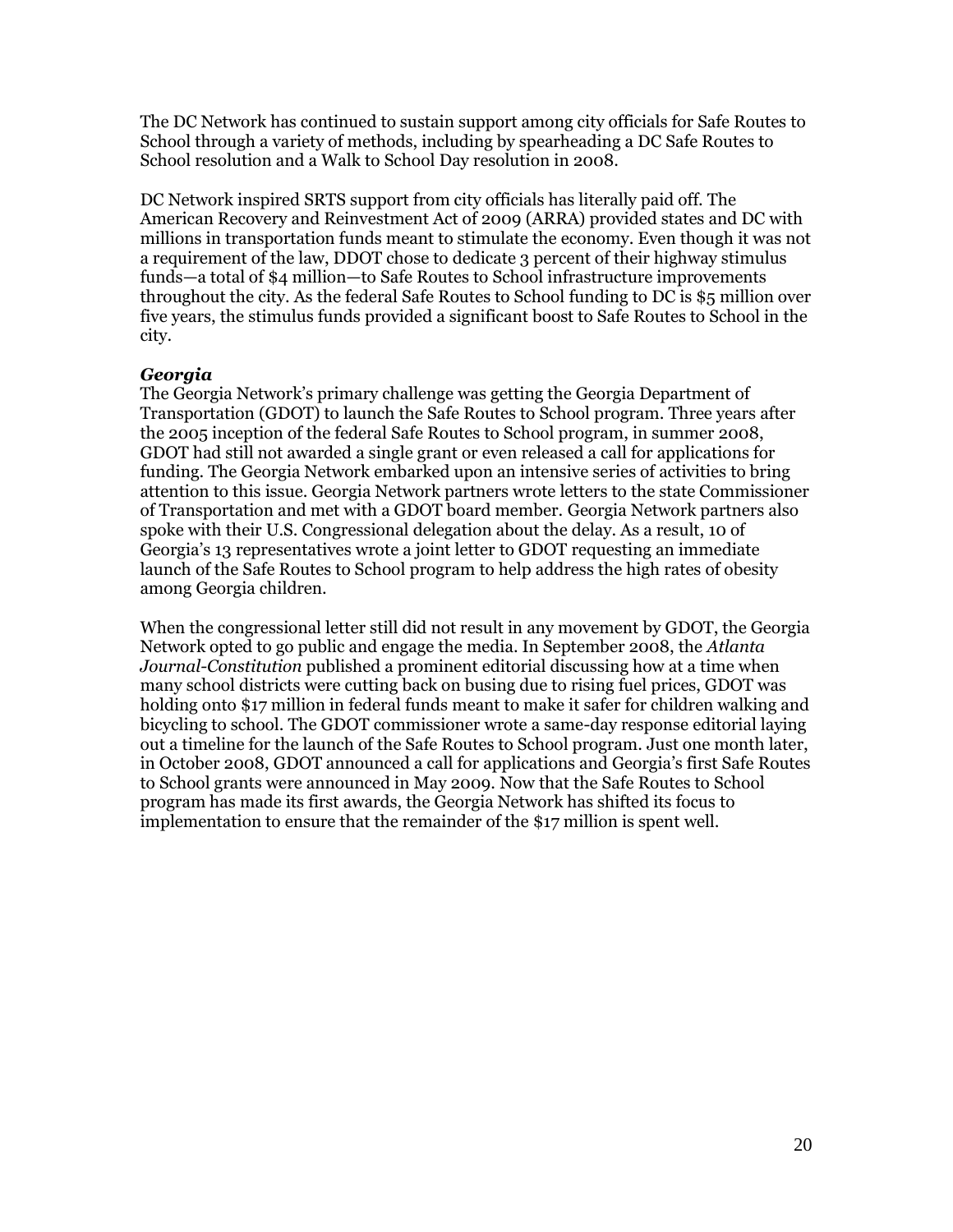The DC Network has continued to sustain support among city officials for Safe Routes to School through a variety of methods, including by spearheading a DC Safe Routes to School resolution and a Walk to School Day resolution in 2008.

DC Network inspired SRTS support from city officials has literally paid off. The American Recovery and Reinvestment Act of 2009 (ARRA) provided states and DC with millions in transportation funds meant to stimulate the economy. Even though it was not a requirement of the law, DDOT chose to dedicate 3 percent of their highway stimulus funds—a total of $4 million—to Safe Routes to School infrastructure improvements throughout the city. As the federal Safe Routes to School funding to DC is $5 million over five years, the stimulus funds provided a significant boost to Safe Routes to School in the city.

### *Georgia*

The Georgia Network's primary challenge was getting the Georgia Department of Transportation (GDOT) to launch the Safe Routes to School program. Three years after the 2005 inception of the federal Safe Routes to School program, in summer 2008, GDOT had still not awarded a single grant or even released a call for applications for funding. The Georgia Network embarked upon an intensive series of activities to bring attention to this issue. Georgia Network partners wrote letters to the state Commissioner of Transportation and met with a GDOT board member. Georgia Network partners also spoke with their U.S. Congressional delegation about the delay. As a result, 10 of Georgia's 13 representatives wrote a joint letter to GDOT requesting an immediate launch of the Safe Routes to School program to help address the high rates of obesity among Georgia children.

When the congressional letter still did not result in any movement by GDOT, the Georgia Network opted to go public and engage the media. In September 2008, the *Atlanta Journal-Constitution* published a prominent editorial discussing how at a time when many school districts were cutting back on busing due to rising fuel prices, GDOT was holding onto $17 million in federal funds meant to make it safer for children walking and bicycling to school. The GDOT commissioner wrote a same-day response editorial laying out a timeline for the launch of the Safe Routes to School program. Just one month later, in October 2008, GDOT announced a call for applications and Georgia's first Safe Routes to School grants were announced in May 2009. Now that the Safe Routes to School program has made its first awards, the Georgia Network has shifted its focus to implementation to ensure that the remainder of the $17 million is spent well.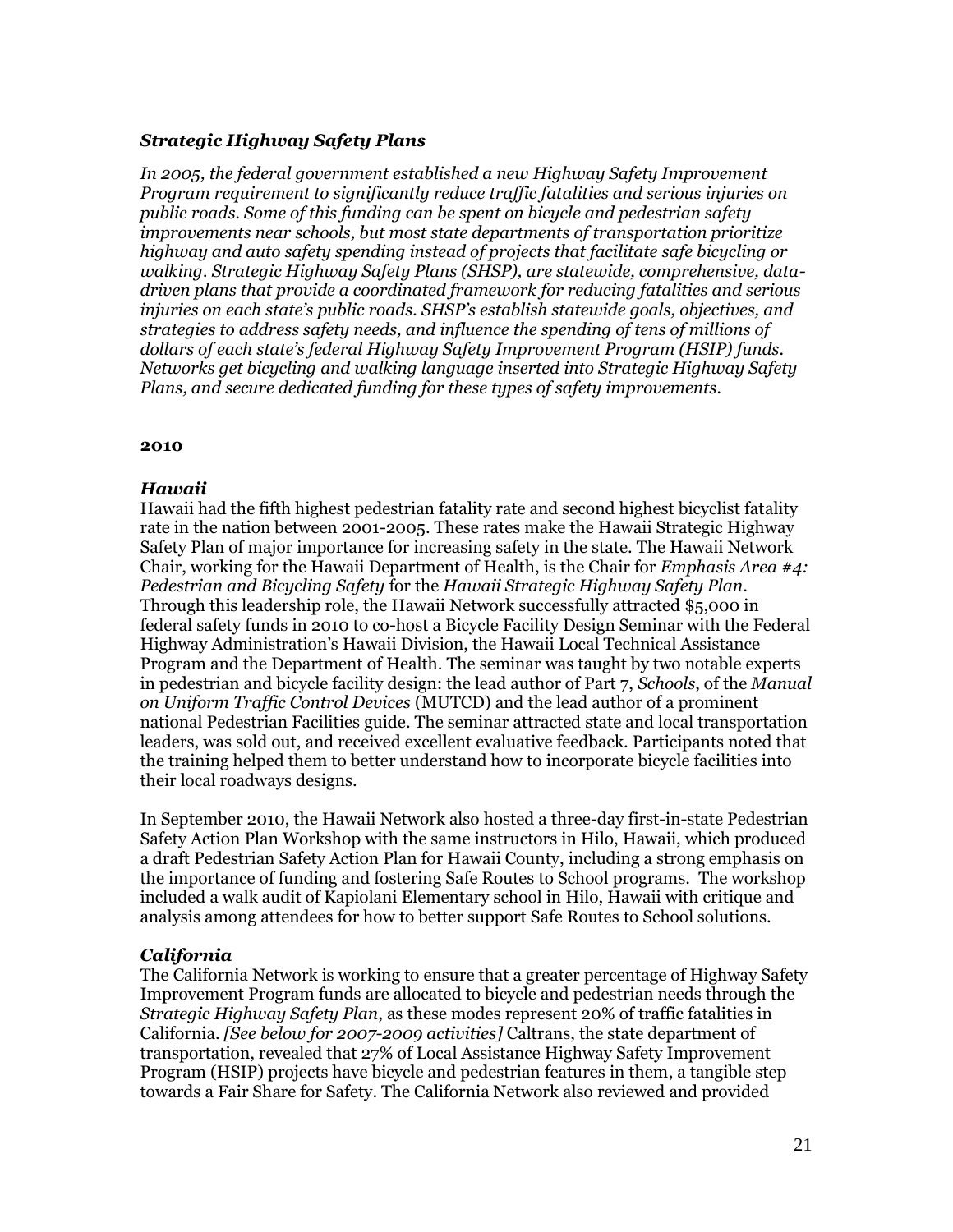### *Strategic Highway Safety Plans*

*In 2005, the federal government established a new Highway Safety Improvement Program requirement to significantly reduce traffic fatalities and serious injuries on public roads. Some of this funding can be spent on bicycle and pedestrian safety improvements near schools, but most state departments of transportation prioritize highway and auto safety spending instead of projects that facilitate safe bicycling or walking. Strategic Highway Safety Plans (SHSP), are statewide, comprehensive, data-driven plans that provide a coordinated framework for reducing fatalities and serious injuries on each state's public roads. SHSP's establish statewide goals, objectives, and strategies to address safety needs, and influence the spending of tens of millions of dollars of each state's federal Highway Safety Improvement Program (HSIP) funds. Networks get bicycling and walking language inserted into Strategic Highway Safety Plans, and secure dedicated funding for these types of safety improvements.*

**2010**

#### *Hawaii*

Hawaii had the fifth highest pedestrian fatality rate and second highest bicyclist fatality rate in the nation between 2001-2005. These rates make the Hawaii Strategic Highway Safety Plan of major importance for increasing safety in the state. The Hawaii Network Chair, working for the Hawaii Department of Health, is the Chair for *Emphasis Area #4: Pedestrian and Bicycling Safety* for the *Hawaii Strategic Highway Safety Plan*. Through this leadership role, the Hawaii Network successfully attracted $5,000 in federal safety funds in 2010 to co-host a Bicycle Facility Design Seminar with the Federal Highway Administration's Hawaii Division, the Hawaii Local Technical Assistance Program and the Department of Health. The seminar was taught by two notable experts in pedestrian and bicycle facility design: the lead author of Part 7, *Schools*, of the *Manual on Uniform Traffic Control Devices* (MUTCD) and the lead author of a prominent national Pedestrian Facilities guide. The seminar attracted state and local transportation leaders, was sold out, and received excellent evaluative feedback. Participants noted that the training helped them to better understand how to incorporate bicycle facilities into their local roadways designs.

In September 2010, the Hawaii Network also hosted a three-day first-in-state Pedestrian Safety Action Plan Workshop with the same instructors in Hilo, Hawaii, which produced a draft Pedestrian Safety Action Plan for Hawaii County, including a strong emphasis on the importance of funding and fostering Safe Routes to School programs. The workshop included a walk audit of Kapiolani Elementary school in Hilo, Hawaii with critique and analysis among attendees for how to better support Safe Routes to School solutions.

#### *California*

The California Network is working to ensure that a greater percentage of Highway Safety Improvement Program funds are allocated to bicycle and pedestrian needs through the *Strategic Highway Safety Plan*, as these modes represent 20% of traffic fatalities in California. *[See below for 2007-2009 activities]* Caltrans, the state department of transportation, revealed that 27% of Local Assistance Highway Safety Improvement Program (HSIP) projects have bicycle and pedestrian features in them, a tangible step towards a Fair Share for Safety. The California Network also reviewed and provided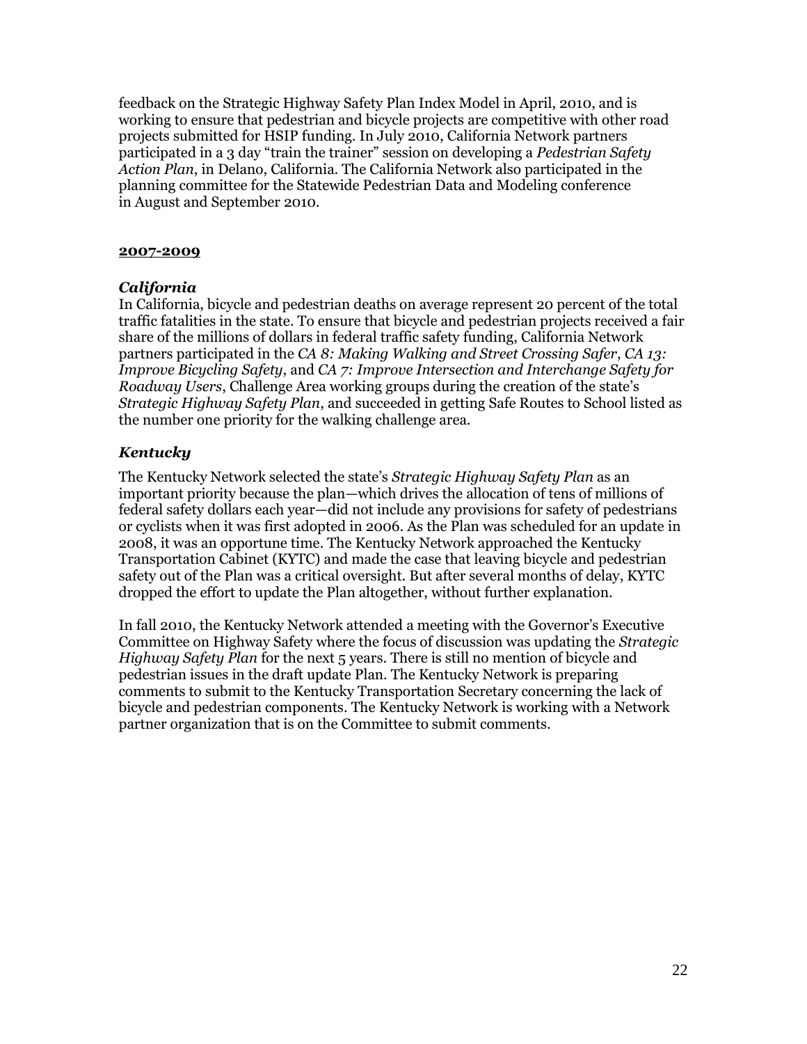feedback on the Strategic Highway Safety Plan Index Model in April, 2010, and is working to ensure that pedestrian and bicycle projects are competitive with other road projects submitted for HSIP funding. In July 2010, California Network partners participated in a 3 day "train the trainer" session on developing a *Pedestrian Safety Action Plan*, in Delano, California. The California Network also participated in the planning committee for the Statewide Pedestrian Data and Modeling conference in August and September 2010.

**2007-2009**

### *California*

In California, bicycle and pedestrian deaths on average represent 20 percent of the total traffic fatalities in the state. To ensure that bicycle and pedestrian projects received a fair share of the millions of dollars in federal traffic safety funding, California Network partners participated in the *CA 8: Making Walking and Street Crossing Safer*, *CA 13: Improve Bicycling Safety*, and *CA 7: Improve Intersection and Interchange Safety for Roadway Users*, Challenge Area working groups during the creation of the state's *Strategic Highway Safety Plan*, and succeeded in getting Safe Routes to School listed as the number one priority for the walking challenge area.

### *Kentucky*

The Kentucky Network selected the state's *Strategic Highway Safety Plan* as an important priority because the plan—which drives the allocation of tens of millions of federal safety dollars each year—did not include any provisions for safety of pedestrians or cyclists when it was first adopted in 2006. As the Plan was scheduled for an update in 2008, it was an opportune time. The Kentucky Network approached the Kentucky Transportation Cabinet (KYTC) and made the case that leaving bicycle and pedestrian safety out of the Plan was a critical oversight. But after several months of delay, KYTC dropped the effort to update the Plan altogether, without further explanation.

In fall 2010, the Kentucky Network attended a meeting with the Governor's Executive Committee on Highway Safety where the focus of discussion was updating the *Strategic Highway Safety Plan* for the next 5 years. There is still no mention of bicycle and pedestrian issues in the draft update Plan. The Kentucky Network is preparing comments to submit to the Kentucky Transportation Secretary concerning the lack of bicycle and pedestrian components. The Kentucky Network is working with a Network partner organization that is on the Committee to submit comments.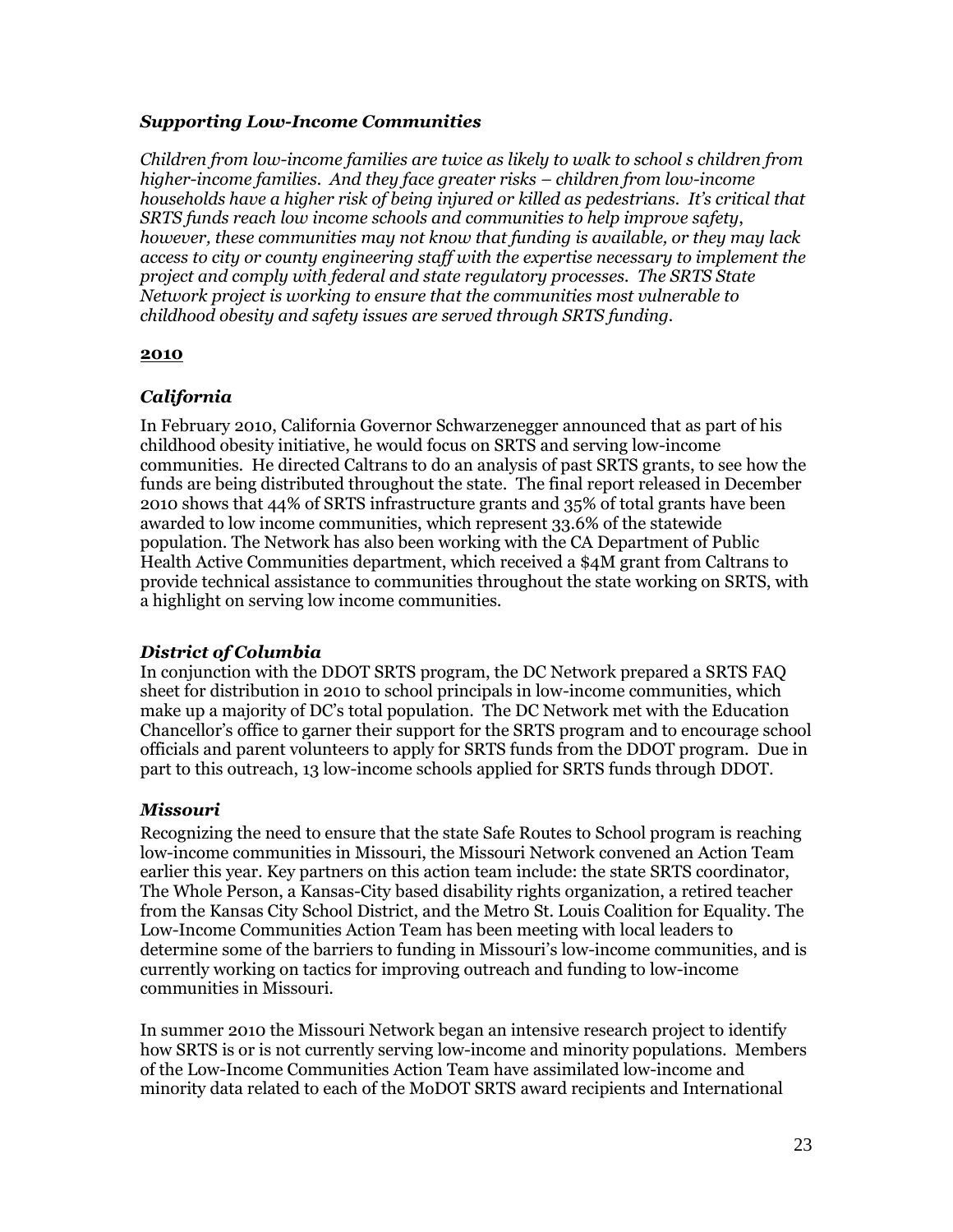### *Supporting Low-Income Communities*

*Children from low-income families are twice as likely to walk to school s children from higher-income families. And they face greater risks – children from low-income households have a higher risk of being injured or killed as pedestrians. It's critical that SRTS funds reach low income schools and communities to help improve safety, however, these communities may not know that funding is available, or they may lack access to city or county engineering staff with the expertise necessary to implement the project and comply with federal and state regulatory processes. The SRTS State Network project is working to ensure that the communities most vulnerable to childhood obesity and safety issues are served through SRTS funding.*

**2010**

### *California*

In February 2010, California Governor Schwarzenegger announced that as part of his childhood obesity initiative, he would focus on SRTS and serving low-income communities. He directed Caltrans to do an analysis of past SRTS grants, to see how the funds are being distributed throughout the state. The final report released in December 2010 shows that 44% of SRTS infrastructure grants and 35% of total grants have been awarded to low income communities, which represent 33.6% of the statewide population. The Network has also been working with the CA Department of Public Health Active Communities department, which received a $4M grant from Caltrans to provide technical assistance to communities throughout the state working on SRTS, with a highlight on serving low income communities.

### *District of Columbia*

In conjunction with the DDOT SRTS program, the DC Network prepared a SRTS FAQ sheet for distribution in 2010 to school principals in low-income communities, which make up a majority of DC's total population. The DC Network met with the Education Chancellor's office to garner their support for the SRTS program and to encourage school officials and parent volunteers to apply for SRTS funds from the DDOT program. Due in part to this outreach, 13 low-income schools applied for SRTS funds through DDOT.

### *Missouri*

Recognizing the need to ensure that the state Safe Routes to School program is reaching low-income communities in Missouri, the Missouri Network convened an Action Team earlier this year. Key partners on this action team include: the state SRTS coordinator, The Whole Person, a Kansas-City based disability rights organization, a retired teacher from the Kansas City School District, and the Metro St. Louis Coalition for Equality. The Low-Income Communities Action Team has been meeting with local leaders to determine some of the barriers to funding in Missouri's low-income communities, and is currently working on tactics for improving outreach and funding to low-income communities in Missouri.

In summer 2010 the Missouri Network began an intensive research project to identify how SRTS is or is not currently serving low-income and minority populations. Members of the Low-Income Communities Action Team have assimilated low-income and minority data related to each of the MoDOT SRTS award recipients and International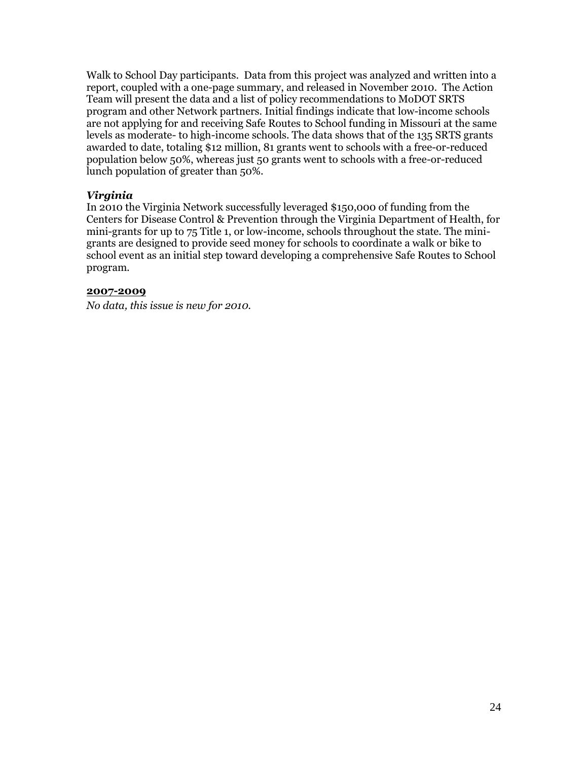Walk to School Day participants. Data from this project was analyzed and written into a report, coupled with a one-page summary, and released in November 2010. The Action Team will present the data and a list of policy recommendations to MoDOT SRTS program and other Network partners. Initial findings indicate that low-income schools are not applying for and receiving Safe Routes to School funding in Missouri at the same levels as moderate- to high-income schools. The data shows that of the 135 SRTS grants awarded to date, totaling $12 million, 81 grants went to schools with a free-or-reduced population below 50%, whereas just 50 grants went to schools with a free-or-reduced lunch population of greater than 50%.

***Virginia***

In 2010 the Virginia Network successfully leveraged $150,000 of funding from the Centers for Disease Control & Prevention through the Virginia Department of Health, for mini-grants for up to 75 Title 1, or low-income, schools throughout the state. The mini-grants are designed to provide seed money for schools to coordinate a walk or bike to school event as an initial step toward developing a comprehensive Safe Routes to School program.

**2007-2009**

*No data, this issue is new for 2010.*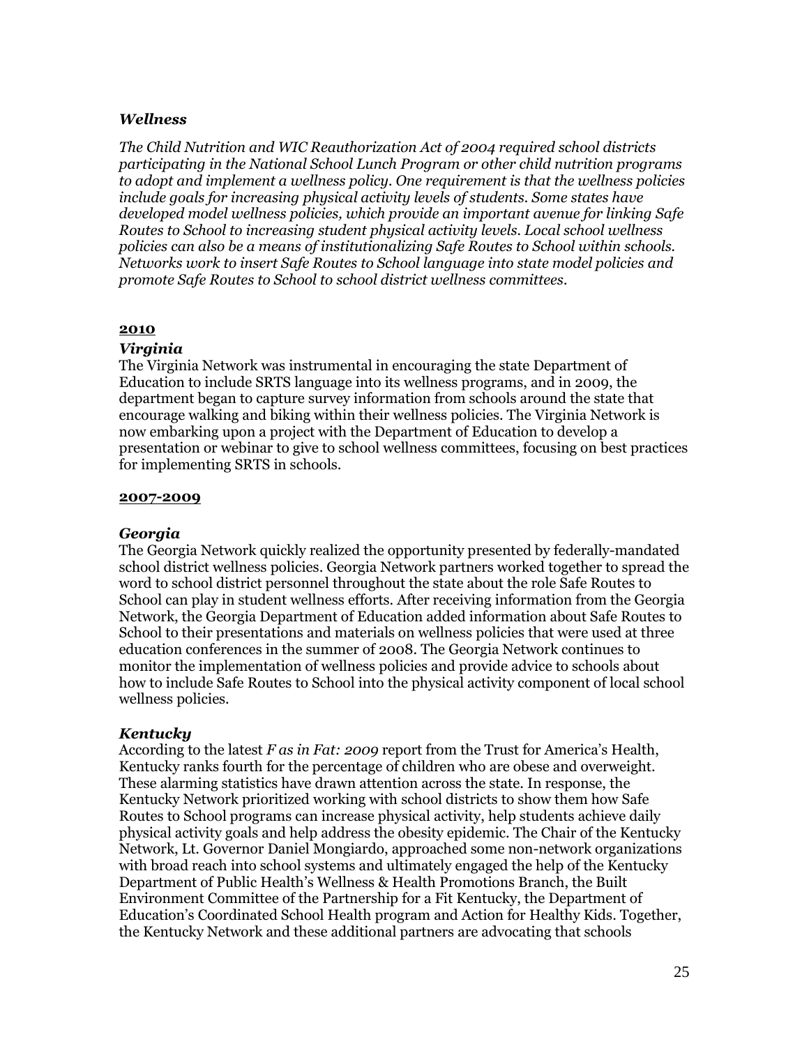### *Wellness*

*The Child Nutrition and WIC Reauthorization Act of 2004 required school districts participating in the National School Lunch Program or other child nutrition programs to adopt and implement a wellness policy. One requirement is that the wellness policies include goals for increasing physical activity levels of students. Some states have developed model wellness policies, which provide an important avenue for linking Safe Routes to School to increasing student physical activity levels. Local school wellness policies can also be a means of institutionalizing Safe Routes to School within schools. Networks work to insert Safe Routes to School language into state model policies and promote Safe Routes to School to school district wellness committees.*

**2010**

#### *Virginia*

The Virginia Network was instrumental in encouraging the state Department of Education to include SRTS language into its wellness programs, and in 2009, the department began to capture survey information from schools around the state that encourage walking and biking within their wellness policies. The Virginia Network is now embarking upon a project with the Department of Education to develop a presentation or webinar to give to school wellness committees, focusing on best practices for implementing SRTS in schools.

**2007-2009**

#### *Georgia*

The Georgia Network quickly realized the opportunity presented by federally-mandated school district wellness policies. Georgia Network partners worked together to spread the word to school district personnel throughout the state about the role Safe Routes to School can play in student wellness efforts. After receiving information from the Georgia Network, the Georgia Department of Education added information about Safe Routes to School to their presentations and materials on wellness policies that were used at three education conferences in the summer of 2008. The Georgia Network continues to monitor the implementation of wellness policies and provide advice to schools about how to include Safe Routes to School into the physical activity component of local school wellness policies.

#### *Kentucky*

According to the latest *F as in Fat: 2009* report from the Trust for America's Health, Kentucky ranks fourth for the percentage of children who are obese and overweight. These alarming statistics have drawn attention across the state. In response, the Kentucky Network prioritized working with school districts to show them how Safe Routes to School programs can increase physical activity, help students achieve daily physical activity goals and help address the obesity epidemic. The Chair of the Kentucky Network, Lt. Governor Daniel Mongiardo, approached some non-network organizations with broad reach into school systems and ultimately engaged the help of the Kentucky Department of Public Health's Wellness & Health Promotions Branch, the Built Environment Committee of the Partnership for a Fit Kentucky, the Department of Education's Coordinated School Health program and Action for Healthy Kids. Together, the Kentucky Network and these additional partners are advocating that schools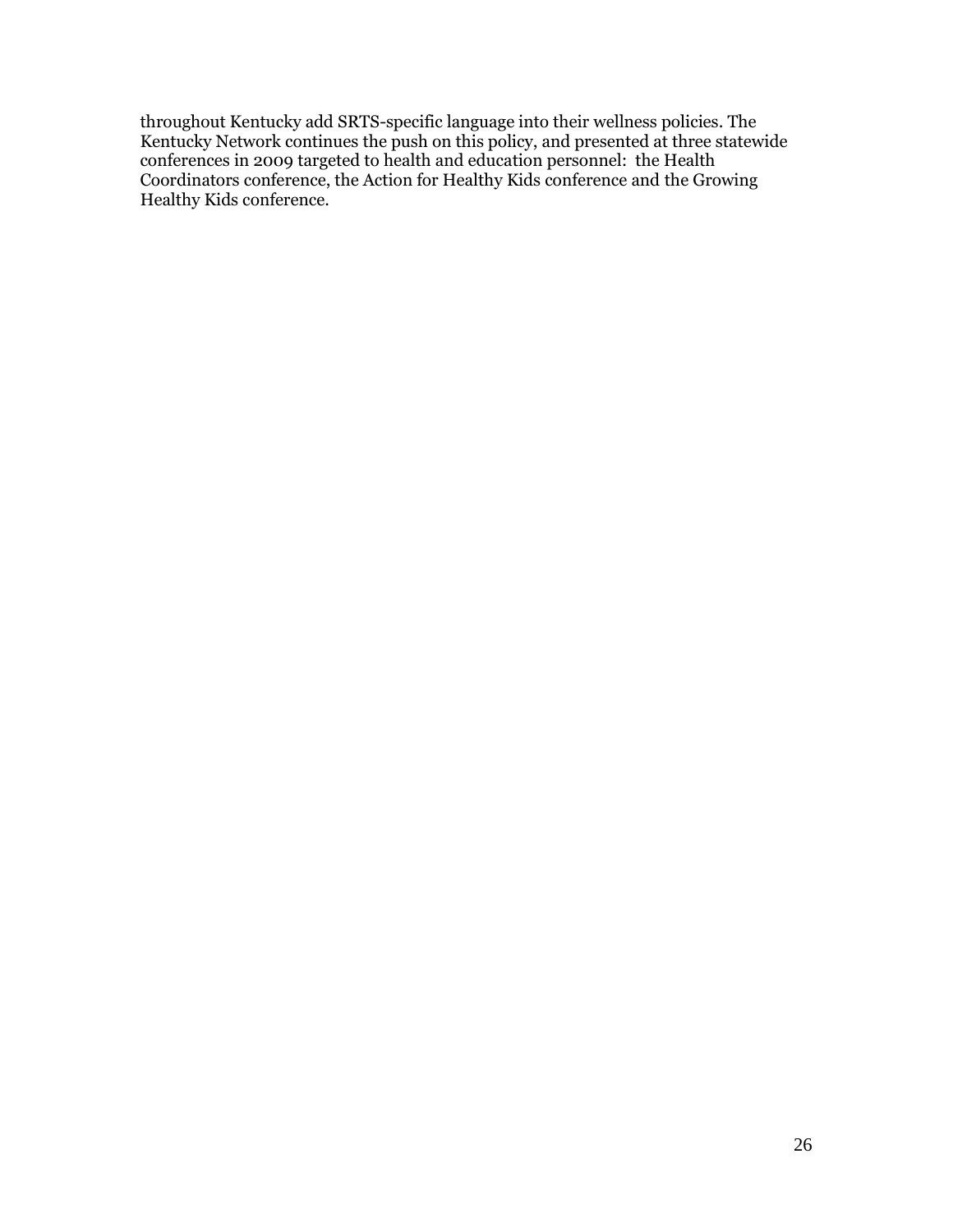throughout Kentucky add SRTS-specific language into their wellness policies. The Kentucky Network continues the push on this policy, and presented at three statewide conferences in 2009 targeted to health and education personnel: the Health Coordinators conference, the Action for Healthy Kids conference and the Growing Healthy Kids conference.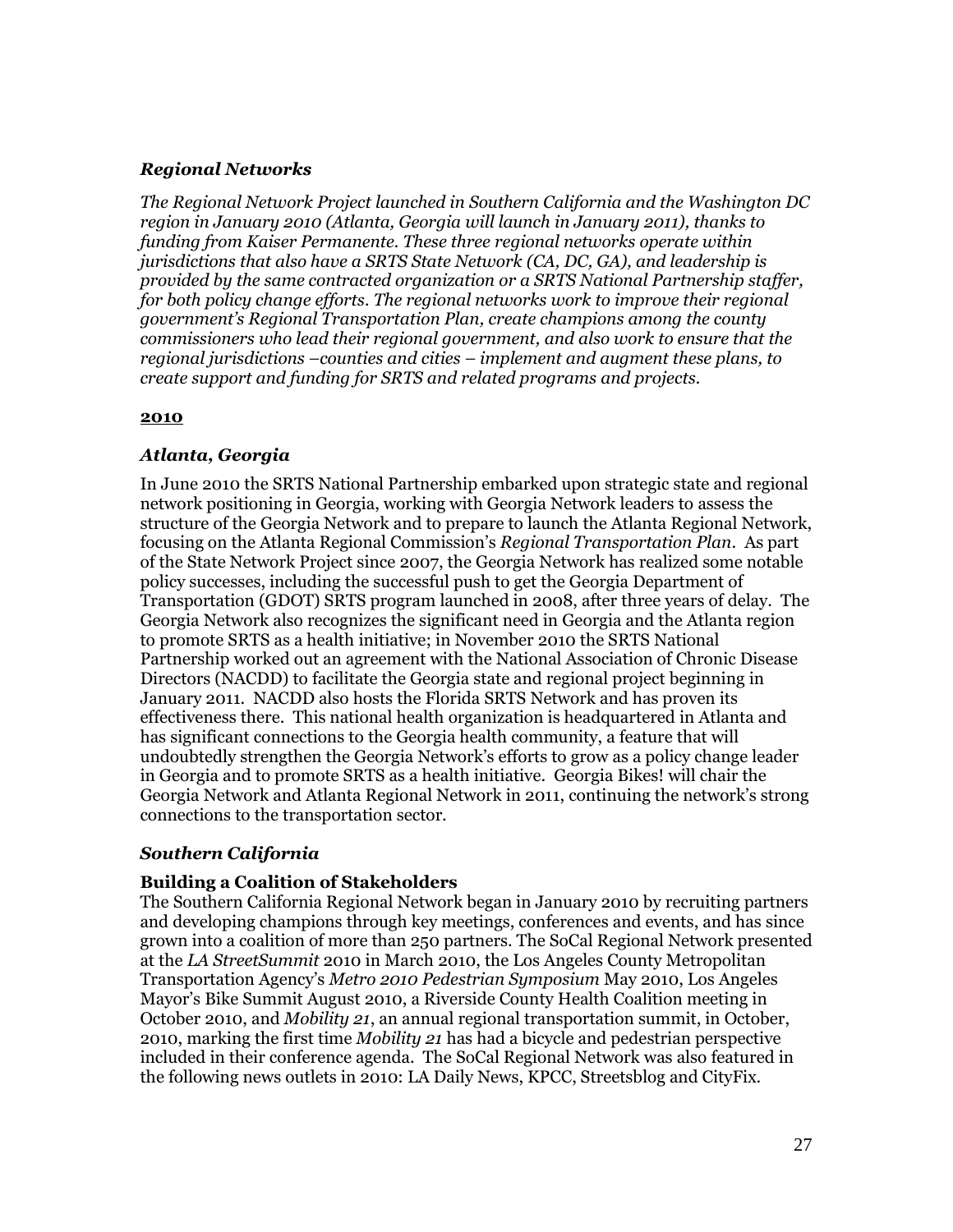### *Regional Networks*

*The Regional Network Project launched in Southern California and the Washington DC region in January 2010 (Atlanta, Georgia will launch in January 2011), thanks to funding from Kaiser Permanente. These three regional networks operate within jurisdictions that also have a SRTS State Network (CA, DC, GA), and leadership is provided by the same contracted organization or a SRTS National Partnership staffer, for both policy change efforts. The regional networks work to improve their regional government's Regional Transportation Plan, create champions among the county commissioners who lead their regional government, and also work to ensure that the regional jurisdictions –counties and cities – implement and augment these plans, to create support and funding for SRTS and related programs and projects.*

**2010**

### *Atlanta, Georgia*

In June 2010 the SRTS National Partnership embarked upon strategic state and regional network positioning in Georgia, working with Georgia Network leaders to assess the structure of the Georgia Network and to prepare to launch the Atlanta Regional Network, focusing on the Atlanta Regional Commission's *Regional Transportation Plan*. As part of the State Network Project since 2007, the Georgia Network has realized some notable policy successes, including the successful push to get the Georgia Department of Transportation (GDOT) SRTS program launched in 2008, after three years of delay. The Georgia Network also recognizes the significant need in Georgia and the Atlanta region to promote SRTS as a health initiative; in November 2010 the SRTS National Partnership worked out an agreement with the National Association of Chronic Disease Directors (NACDD) to facilitate the Georgia state and regional project beginning in January 2011. NACDD also hosts the Florida SRTS Network and has proven its effectiveness there. This national health organization is headquartered in Atlanta and has significant connections to the Georgia health community, a feature that will undoubtedly strengthen the Georgia Network's efforts to grow as a policy change leader in Georgia and to promote SRTS as a health initiative. Georgia Bikes! will chair the Georgia Network and Atlanta Regional Network in 2011, continuing the network's strong connections to the transportation sector.

### *Southern California*

#### Building a Coalition of Stakeholders

The Southern California Regional Network began in January 2010 by recruiting partners and developing champions through key meetings, conferences and events, and has since grown into a coalition of more than 250 partners. The SoCal Regional Network presented at the *LA StreetSummit* 2010 in March 2010, the Los Angeles County Metropolitan Transportation Agency's *Metro 2010 Pedestrian Symposium* May 2010, Los Angeles Mayor's Bike Summit August 2010, a Riverside County Health Coalition meeting in October 2010, and *Mobility 21*, an annual regional transportation summit, in October, 2010, marking the first time *Mobility 21* has had a bicycle and pedestrian perspective included in their conference agenda. The SoCal Regional Network was also featured in the following news outlets in 2010: LA Daily News, KPCC, Streetsblog and CityFix.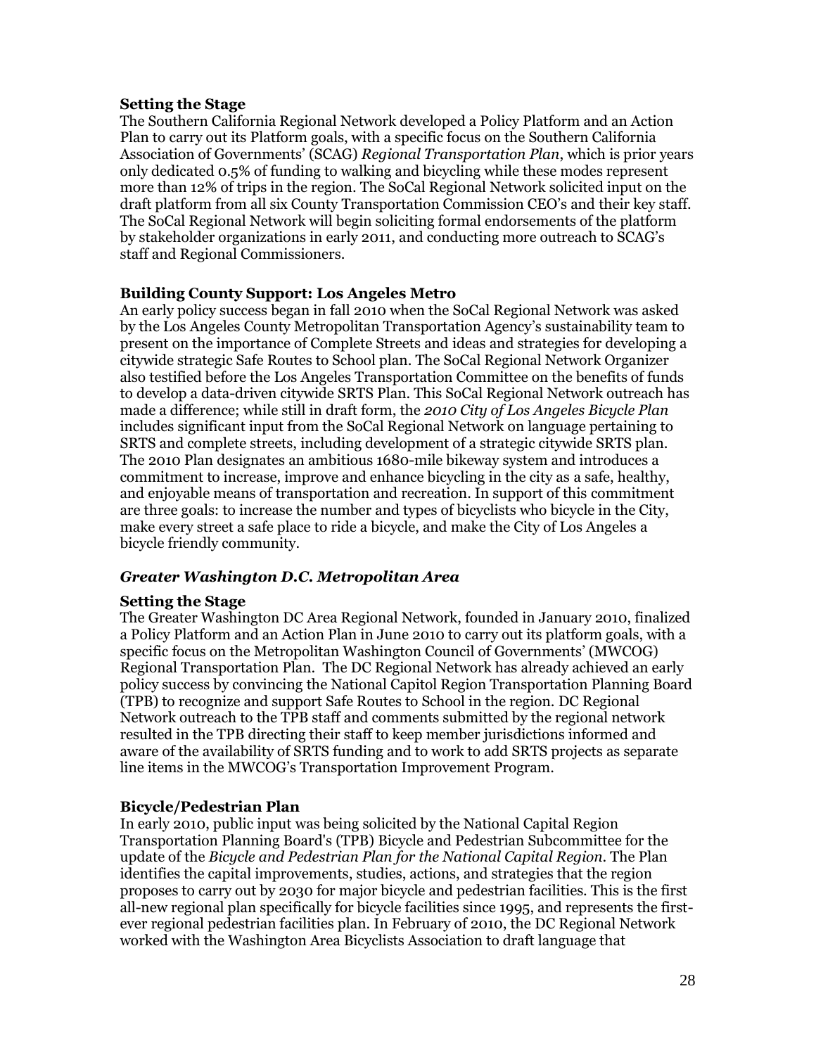**Setting the Stage**

The Southern California Regional Network developed a Policy Platform and an Action Plan to carry out its Platform goals, with a specific focus on the Southern California Association of Governments' (SCAG) *Regional Transportation Plan*, which is prior years only dedicated 0.5% of funding to walking and bicycling while these modes represent more than 12% of trips in the region. The SoCal Regional Network solicited input on the draft platform from all six County Transportation Commission CEO's and their key staff. The SoCal Regional Network will begin soliciting formal endorsements of the platform by stakeholder organizations in early 2011, and conducting more outreach to SCAG's staff and Regional Commissioners.

**Building County Support: Los Angeles Metro**

An early policy success began in fall 2010 when the SoCal Regional Network was asked by the Los Angeles County Metropolitan Transportation Agency's sustainability team to present on the importance of Complete Streets and ideas and strategies for developing a citywide strategic Safe Routes to School plan. The SoCal Regional Network Organizer also testified before the Los Angeles Transportation Committee on the benefits of funds to develop a data-driven citywide SRTS Plan. This SoCal Regional Network outreach has made a difference; while still in draft form, the *2010 City of Los Angeles Bicycle Plan* includes significant input from the SoCal Regional Network on language pertaining to SRTS and complete streets, including development of a strategic citywide SRTS plan. The 2010 Plan designates an ambitious 1680-mile bikeway system and introduces a commitment to increase, improve and enhance bicycling in the city as a safe, healthy, and enjoyable means of transportation and recreation. In support of this commitment are three goals: to increase the number and types of bicyclists who bicycle in the City, make every street a safe place to ride a bicycle, and make the City of Los Angeles a bicycle friendly community.

### *Greater Washington D.C. Metropolitan Area*

**Setting the Stage**

The Greater Washington DC Area Regional Network, founded in January 2010, finalized a Policy Platform and an Action Plan in June 2010 to carry out its platform goals, with a specific focus on the Metropolitan Washington Council of Governments' (MWCOG) Regional Transportation Plan. The DC Regional Network has already achieved an early policy success by convincing the National Capitol Region Transportation Planning Board (TPB) to recognize and support Safe Routes to School in the region. DC Regional Network outreach to the TPB staff and comments submitted by the regional network resulted in the TPB directing their staff to keep member jurisdictions informed and aware of the availability of SRTS funding and to work to add SRTS projects as separate line items in the MWCOG's Transportation Improvement Program.

**Bicycle/Pedestrian Plan**

In early 2010, public input was being solicited by the National Capital Region Transportation Planning Board's (TPB) Bicycle and Pedestrian Subcommittee for the update of the *Bicycle and Pedestrian Plan for the National Capital Region*. The Plan identifies the capital improvements, studies, actions, and strategies that the region proposes to carry out by 2030 for major bicycle and pedestrian facilities. This is the first all-new regional plan specifically for bicycle facilities since 1995, and represents the first-ever regional pedestrian facilities plan. In February of 2010, the DC Regional Network worked with the Washington Area Bicyclists Association to draft language that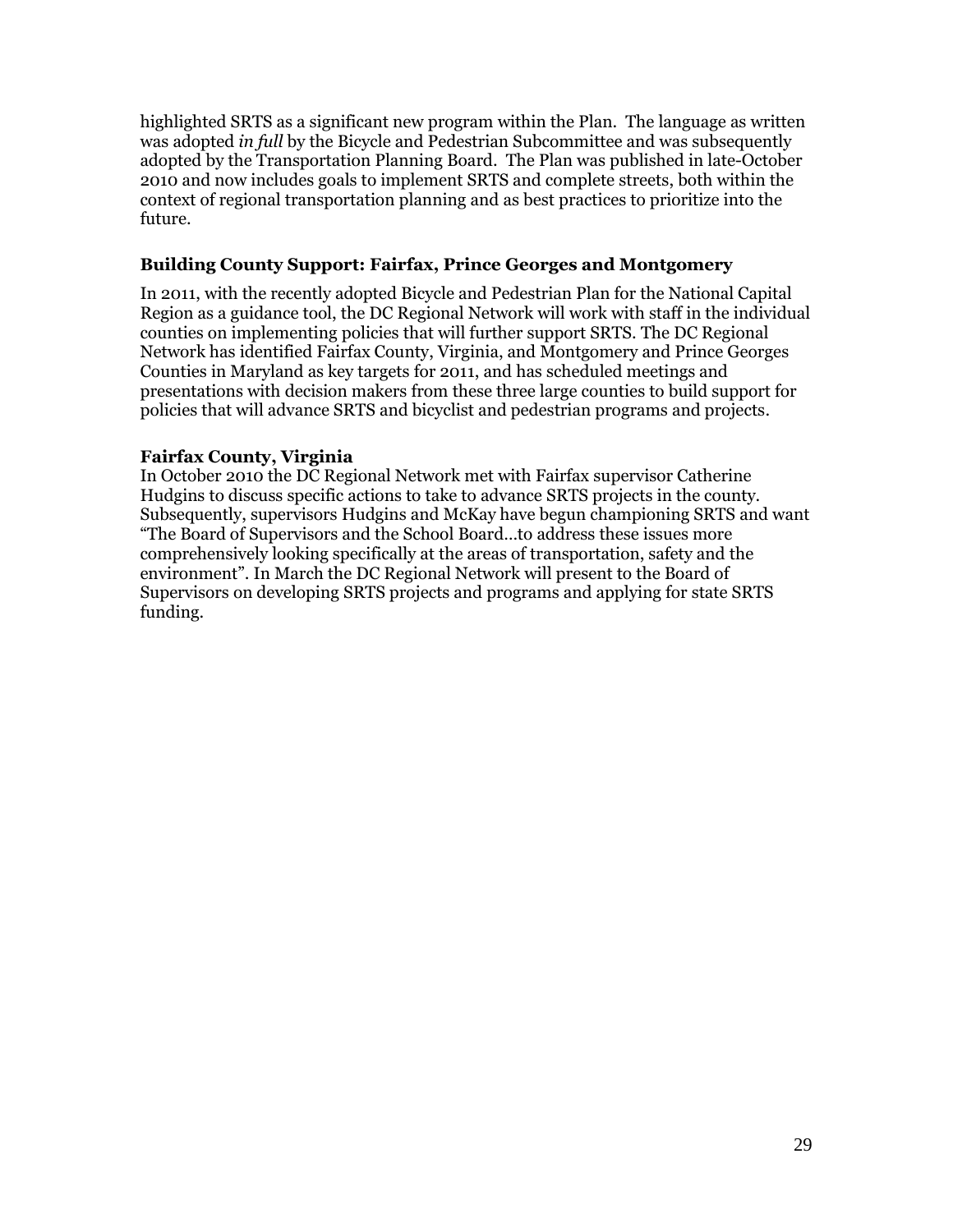highlighted SRTS as a significant new program within the Plan. The language as written was adopted *in full* by the Bicycle and Pedestrian Subcommittee and was subsequently adopted by the Transportation Planning Board. The Plan was published in late-October 2010 and now includes goals to implement SRTS and complete streets, both within the context of regional transportation planning and as best practices to prioritize into the future.

### Building County Support: Fairfax, Prince Georges and Montgomery

In 2011, with the recently adopted Bicycle and Pedestrian Plan for the National Capital Region as a guidance tool, the DC Regional Network will work with staff in the individual counties on implementing policies that will further support SRTS. The DC Regional Network has identified Fairfax County, Virginia, and Montgomery and Prince Georges Counties in Maryland as key targets for 2011, and has scheduled meetings and presentations with decision makers from these three large counties to build support for policies that will advance SRTS and bicyclist and pedestrian programs and projects.

### Fairfax County, Virginia

In October 2010 the DC Regional Network met with Fairfax supervisor Catherine Hudgins to discuss specific actions to take to advance SRTS projects in the county. Subsequently, supervisors Hudgins and McKay have begun championing SRTS and want "The Board of Supervisors and the School Board…to address these issues more comprehensively looking specifically at the areas of transportation, safety and the environment". In March the DC Regional Network will present to the Board of Supervisors on developing SRTS projects and programs and applying for state SRTS funding.